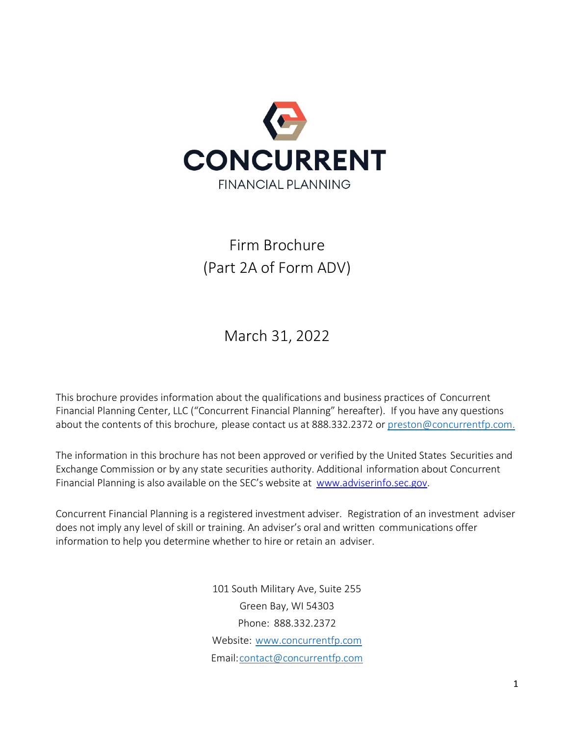# CONCURRENT

FINANCIAL PLANNING

## Firm Brochure
## (Part 2A of Form ADV)

March 31, 2022

This brochure provides information about the qualifications and business practices of Concurrent Financial Planning Center, LLC ("Concurrent Financial Planning" hereafter). If you have any questions about the contents of this brochure, please contact us at 888.332.2372 or preston@concurrentfp.com.

The information in this brochure has not been approved or verified by the United States Securities and Exchange Commission or by any state securities authority. Additional information about Concurrent Financial Planning is also available on the SEC's website at www.adviserinfo.sec.gov.

Concurrent Financial Planning is a registered investment adviser. Registration of an investment adviser does not imply any level of skill or training. An adviser's oral and written communications offer information to help you determine whether to hire or retain an adviser.

101 South Military Ave, Suite 255
Green Bay, WI 54303
Phone: 888.332.2372
Website: www.concurrentfp.com
Email: contact@concurrentfp.com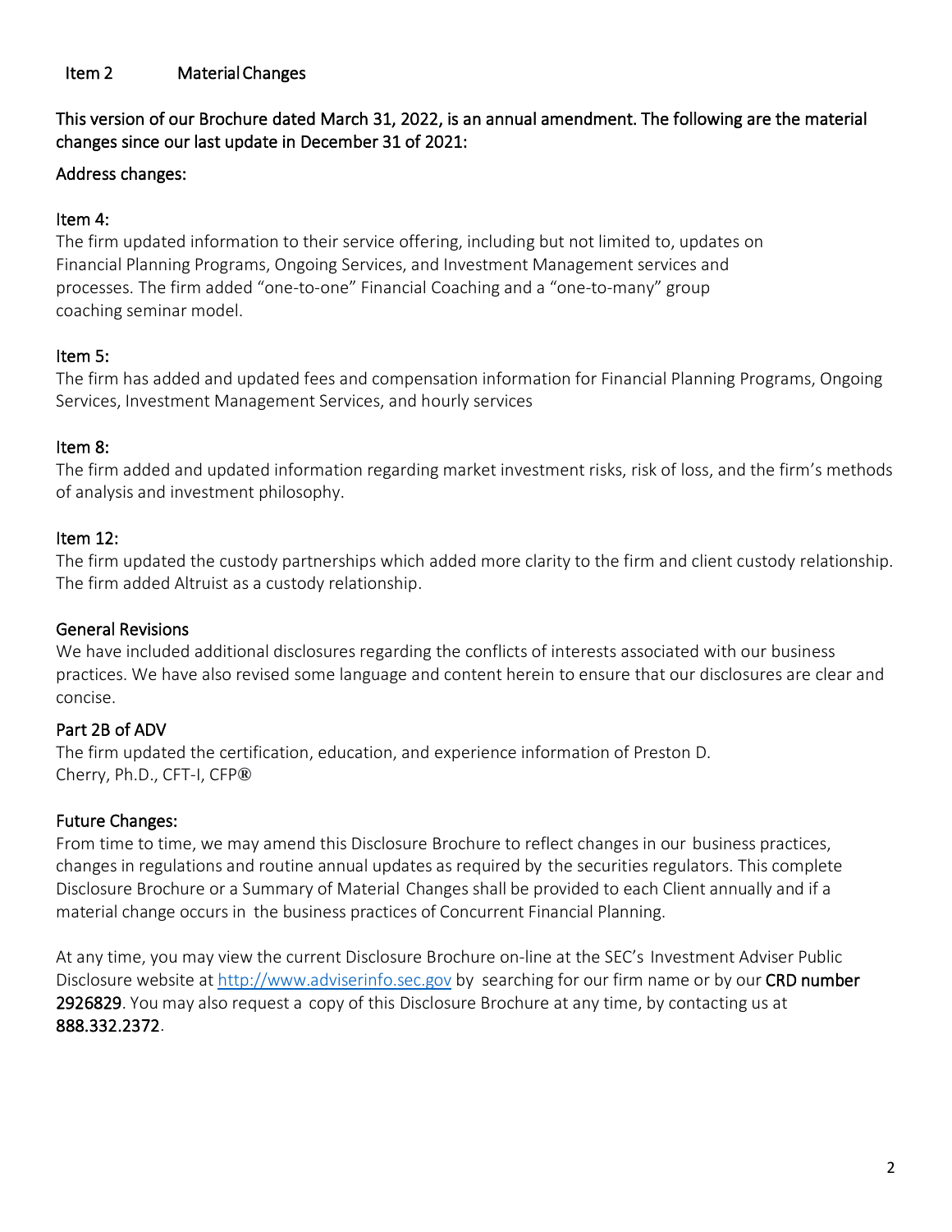## Item 2 Material Changes

This version of our Brochure dated March 31, 2022, is an annual amendment. The following are the material changes since our last update in December 31 of 2021:

Address changes:

### Item 4:

The firm updated information to their service offering, including but not limited to, updates on Financial Planning Programs, Ongoing Services, and Investment Management services and processes. The firm added "one-to-one" Financial Coaching and a "one-to-many" group coaching seminar model.

### Item 5:

The firm has added and updated fees and compensation information for Financial Planning Programs, Ongoing Services, Investment Management Services, and hourly services

### Item 8:

The firm added and updated information regarding market investment risks, risk of loss, and the firm's methods of analysis and investment philosophy.

### Item 12:

The firm updated the custody partnerships which added more clarity to the firm and client custody relationship. The firm added Altruist as a custody relationship.

### General Revisions

We have included additional disclosures regarding the conflicts of interests associated with our business practices. We have also revised some language and content herein to ensure that our disclosures are clear and concise.

### Part 2B of ADV

The firm updated the certification, education, and experience information of Preston D. Cherry, Ph.D., CFT-I, CFP®

### Future Changes:

From time to time, we may amend this Disclosure Brochure to reflect changes in our business practices, changes in regulations and routine annual updates as required by the securities regulators. This complete Disclosure Brochure or a Summary of Material Changes shall be provided to each Client annually and if a material change occurs in the business practices of Concurrent Financial Planning.

At any time, you may view the current Disclosure Brochure on-line at the SEC's Investment Adviser Public Disclosure website at [http://www.adviserinfo.sec.gov](http://www.adviserinfo.sec.gov) by searching for our firm name or by our **CRD number 2926829**. You may also request a copy of this Disclosure Brochure at any time, by contacting us at **888.332.2372**.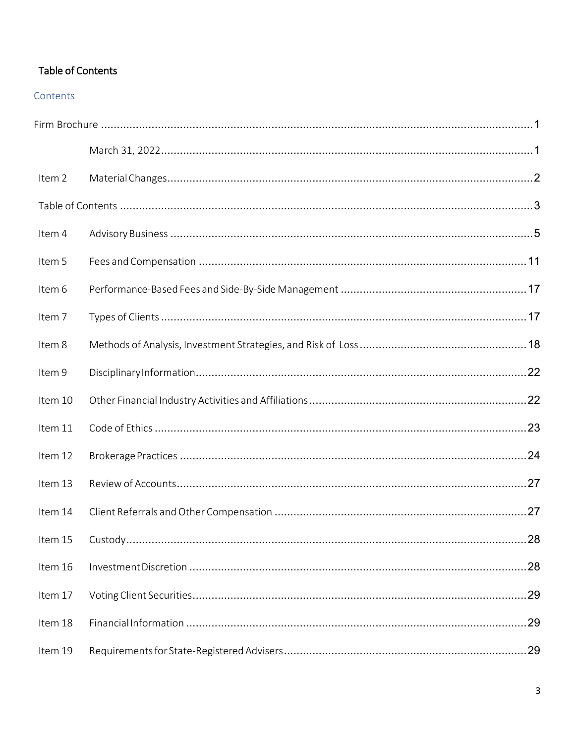## Table of Contents

### Contents

| | | |
|---|---|---|
| Firm Brochure | | 1 |
| | March 31, 2022 | 1 |
| Item 2 | Material Changes | 2 |
| Table of Contents | | 3 |
| Item 4 | Advisory Business | 5 |
| Item 5 | Fees and Compensation | 11 |
| Item 6 | Performance-Based Fees and Side-By-Side Management | 17 |
| Item 7 | Types of Clients | 17 |
| Item 8 | Methods of Analysis, Investment Strategies, and Risk of Loss | 18 |
| Item 9 | Disciplinary Information | 22 |
| Item 10 | Other Financial Industry Activities and Affiliations | 22 |
| Item 11 | Code of Ethics | 23 |
| Item 12 | Brokerage Practices | 24 |
| Item 13 | Review of Accounts | 27 |
| Item 14 | Client Referrals and Other Compensation | 27 |
| Item 15 | Custody | 28 |
| Item 16 | Investment Discretion | 28 |
| Item 17 | Voting Client Securities | 29 |
| Item 18 | Financial Information | 29 |
| Item 19 | Requirements for State-Registered Advisers | 29 |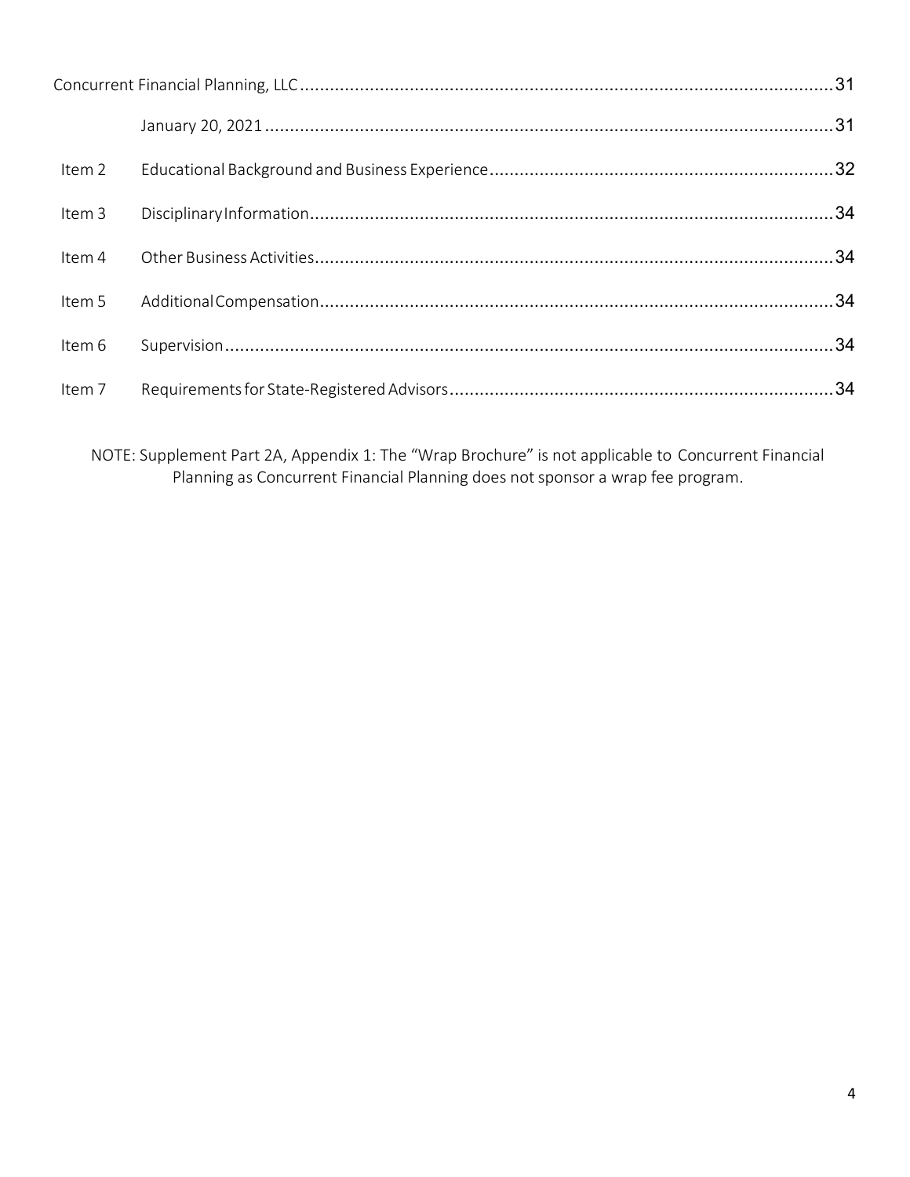| | | |
|---|---|---|
| Concurrent Financial Planning, LLC | | 31 |
| | January 20, 2021 | 31 |
| Item 2 | Educational Background and Business Experience | 32 |
| Item 3 | Disciplinary Information | 34 |
| Item 4 | Other Business Activities | 34 |
| Item 5 | Additional Compensation | 34 |
| Item 6 | Supervision | 34 |
| Item 7 | Requirements for State-Registered Advisors | 34 |

NOTE: Supplement Part 2A, Appendix 1: The "Wrap Brochure" is not applicable to Concurrent Financial Planning as Concurrent Financial Planning does not sponsor a wrap fee program.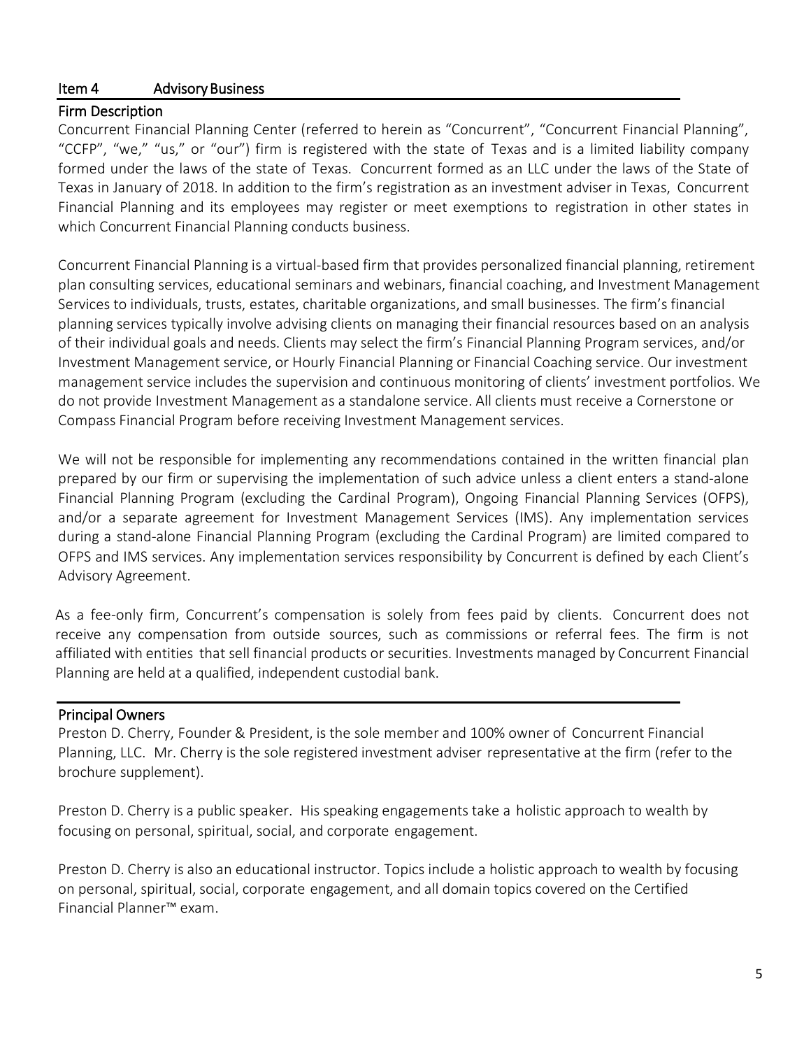## Item 4 Advisory Business

### Firm Description

Concurrent Financial Planning Center (referred to herein as "Concurrent", "Concurrent Financial Planning", "CCFP", "we," "us," or "our") firm is registered with the state of Texas and is a limited liability company formed under the laws of the state of Texas. Concurrent formed as an LLC under the laws of the State of Texas in January of 2018. In addition to the firm's registration as an investment adviser in Texas, Concurrent Financial Planning and its employees may register or meet exemptions to registration in other states in which Concurrent Financial Planning conducts business.

Concurrent Financial Planning is a virtual-based firm that provides personalized financial planning, retirement plan consulting services, educational seminars and webinars, financial coaching, and Investment Management Services to individuals, trusts, estates, charitable organizations, and small businesses. The firm's financial planning services typically involve advising clients on managing their financial resources based on an analysis of their individual goals and needs. Clients may select the firm's Financial Planning Program services, and/or Investment Management service, or Hourly Financial Planning or Financial Coaching service. Our investment management service includes the supervision and continuous monitoring of clients' investment portfolios. We do not provide Investment Management as a standalone service. All clients must receive a Cornerstone or Compass Financial Program before receiving Investment Management services.

We will not be responsible for implementing any recommendations contained in the written financial plan prepared by our firm or supervising the implementation of such advice unless a client enters a stand-alone Financial Planning Program (excluding the Cardinal Program), Ongoing Financial Planning Services (OFPS), and/or a separate agreement for Investment Management Services (IMS). Any implementation services during a stand-alone Financial Planning Program (excluding the Cardinal Program) are limited compared to OFPS and IMS services. Any implementation services responsibility by Concurrent is defined by each Client's Advisory Agreement.

As a fee-only firm, Concurrent's compensation is solely from fees paid by clients. Concurrent does not receive any compensation from outside sources, such as commissions or referral fees. The firm is not affiliated with entities that sell financial products or securities. Investments managed by Concurrent Financial Planning are held at a qualified, independent custodial bank.

### Principal Owners

Preston D. Cherry, Founder & President, is the sole member and 100% owner of Concurrent Financial Planning, LLC. Mr. Cherry is the sole registered investment adviser representative at the firm (refer to the brochure supplement).

Preston D. Cherry is a public speaker. His speaking engagements take a holistic approach to wealth by focusing on personal, spiritual, social, and corporate engagement.

Preston D. Cherry is also an educational instructor. Topics include a holistic approach to wealth by focusing on personal, spiritual, social, corporate engagement, and all domain topics covered on the Certified Financial Planner™ exam.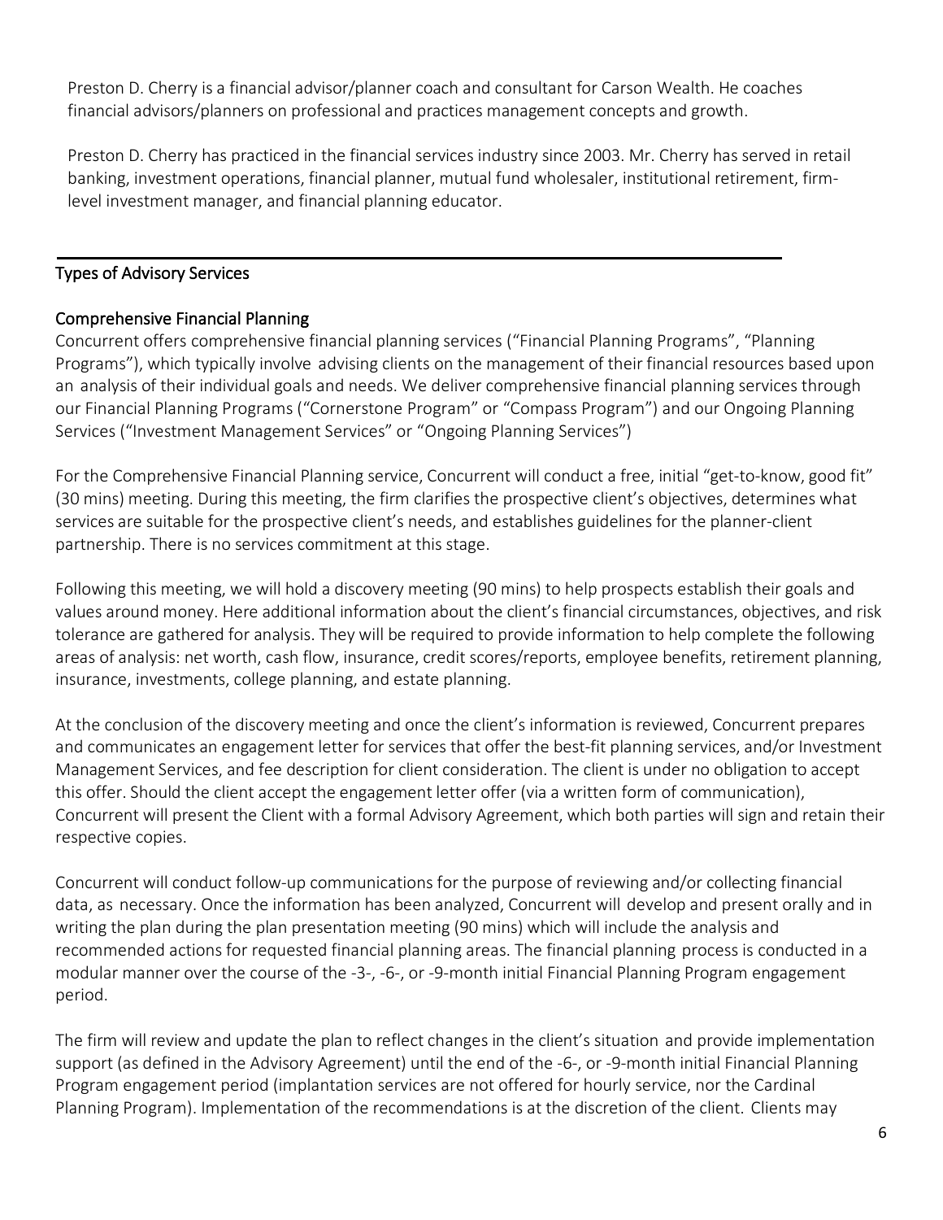Preston D. Cherry is a financial advisor/planner coach and consultant for Carson Wealth. He coaches financial advisors/planners on professional and practices management concepts and growth.

Preston D. Cherry has practiced in the financial services industry since 2003. Mr. Cherry has served in retail banking, investment operations, financial planner, mutual fund wholesaler, institutional retirement, firm-level investment manager, and financial planning educator.

## Types of Advisory Services

### Comprehensive Financial Planning

Concurrent offers comprehensive financial planning services ("Financial Planning Programs", "Planning Programs"), which typically involve advising clients on the management of their financial resources based upon an analysis of their individual goals and needs. We deliver comprehensive financial planning services through our Financial Planning Programs ("Cornerstone Program" or "Compass Program") and our Ongoing Planning Services ("Investment Management Services" or "Ongoing Planning Services")

For the Comprehensive Financial Planning service, Concurrent will conduct a free, initial "get-to-know, good fit" (30 mins) meeting. During this meeting, the firm clarifies the prospective client's objectives, determines what services are suitable for the prospective client's needs, and establishes guidelines for the planner-client partnership. There is no services commitment at this stage.

Following this meeting, we will hold a discovery meeting (90 mins) to help prospects establish their goals and values around money. Here additional information about the client's financial circumstances, objectives, and risk tolerance are gathered for analysis. They will be required to provide information to help complete the following areas of analysis: net worth, cash flow, insurance, credit scores/reports, employee benefits, retirement planning, insurance, investments, college planning, and estate planning.

At the conclusion of the discovery meeting and once the client's information is reviewed, Concurrent prepares and communicates an engagement letter for services that offer the best-fit planning services, and/or Investment Management Services, and fee description for client consideration. The client is under no obligation to accept this offer. Should the client accept the engagement letter offer (via a written form of communication), Concurrent will present the Client with a formal Advisory Agreement, which both parties will sign and retain their respective copies.

Concurrent will conduct follow-up communications for the purpose of reviewing and/or collecting financial data, as necessary. Once the information has been analyzed, Concurrent will develop and present orally and in writing the plan during the plan presentation meeting (90 mins) which will include the analysis and recommended actions for requested financial planning areas. The financial planning process is conducted in a modular manner over the course of the -3-, -6-, or -9-month initial Financial Planning Program engagement period.

The firm will review and update the plan to reflect changes in the client's situation and provide implementation support (as defined in the Advisory Agreement) until the end of the -6-, or -9-month initial Financial Planning Program engagement period (implantation services are not offered for hourly service, nor the Cardinal Planning Program). Implementation of the recommendations is at the discretion of the client. Clients may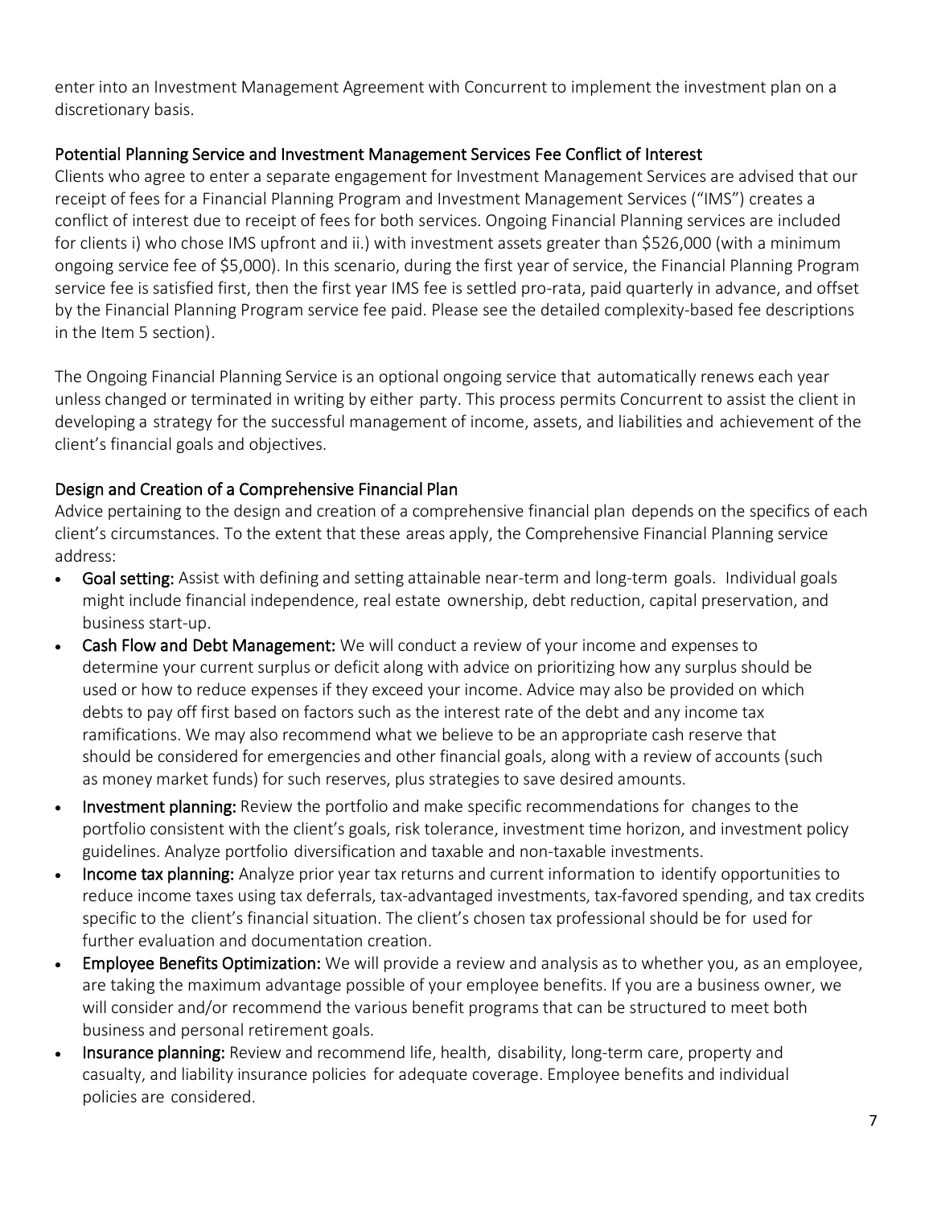enter into an Investment Management Agreement with Concurrent to implement the investment plan on a discretionary basis.

### Potential Planning Service and Investment Management Services Fee Conflict of Interest

Clients who agree to enter a separate engagement for Investment Management Services are advised that our receipt of fees for a Financial Planning Program and Investment Management Services ("IMS") creates a conflict of interest due to receipt of fees for both services. Ongoing Financial Planning services are included for clients i) who chose IMS upfront and ii.) with investment assets greater than $526,000 (with a minimum ongoing service fee of $5,000). In this scenario, during the first year of service, the Financial Planning Program service fee is satisfied first, then the first year IMS fee is settled pro-rata, paid quarterly in advance, and offset by the Financial Planning Program service fee paid. Please see the detailed complexity-based fee descriptions in the Item 5 section).

The Ongoing Financial Planning Service is an optional ongoing service that automatically renews each year unless changed or terminated in writing by either party. This process permits Concurrent to assist the client in developing a strategy for the successful management of income, assets, and liabilities and achievement of the client's financial goals and objectives.

### Design and Creation of a Comprehensive Financial Plan

Advice pertaining to the design and creation of a comprehensive financial plan depends on the specifics of each client's circumstances. To the extent that these areas apply, the Comprehensive Financial Planning service address:

- **Goal setting:** Assist with defining and setting attainable near-term and long-term goals. Individual goals might include financial independence, real estate ownership, debt reduction, capital preservation, and business start-up.
- **Cash Flow and Debt Management:** We will conduct a review of your income and expenses to determine your current surplus or deficit along with advice on prioritizing how any surplus should be used or how to reduce expenses if they exceed your income. Advice may also be provided on which debts to pay off first based on factors such as the interest rate of the debt and any income tax ramifications. We may also recommend what we believe to be an appropriate cash reserve that should be considered for emergencies and other financial goals, along with a review of accounts (such as money market funds) for such reserves, plus strategies to save desired amounts.
- **Investment planning:** Review the portfolio and make specific recommendations for changes to the portfolio consistent with the client's goals, risk tolerance, investment time horizon, and investment policy guidelines. Analyze portfolio diversification and taxable and non-taxable investments.
- **Income tax planning:** Analyze prior year tax returns and current information to identify opportunities to reduce income taxes using tax deferrals, tax-advantaged investments, tax-favored spending, and tax credits specific to the client's financial situation. The client's chosen tax professional should be for used for further evaluation and documentation creation.
- **Employee Benefits Optimization:** We will provide a review and analysis as to whether you, as an employee, are taking the maximum advantage possible of your employee benefits. If you are a business owner, we will consider and/or recommend the various benefit programs that can be structured to meet both business and personal retirement goals.
- **Insurance planning:** Review and recommend life, health, disability, long-term care, property and casualty, and liability insurance policies for adequate coverage. Employee benefits and individual policies are considered.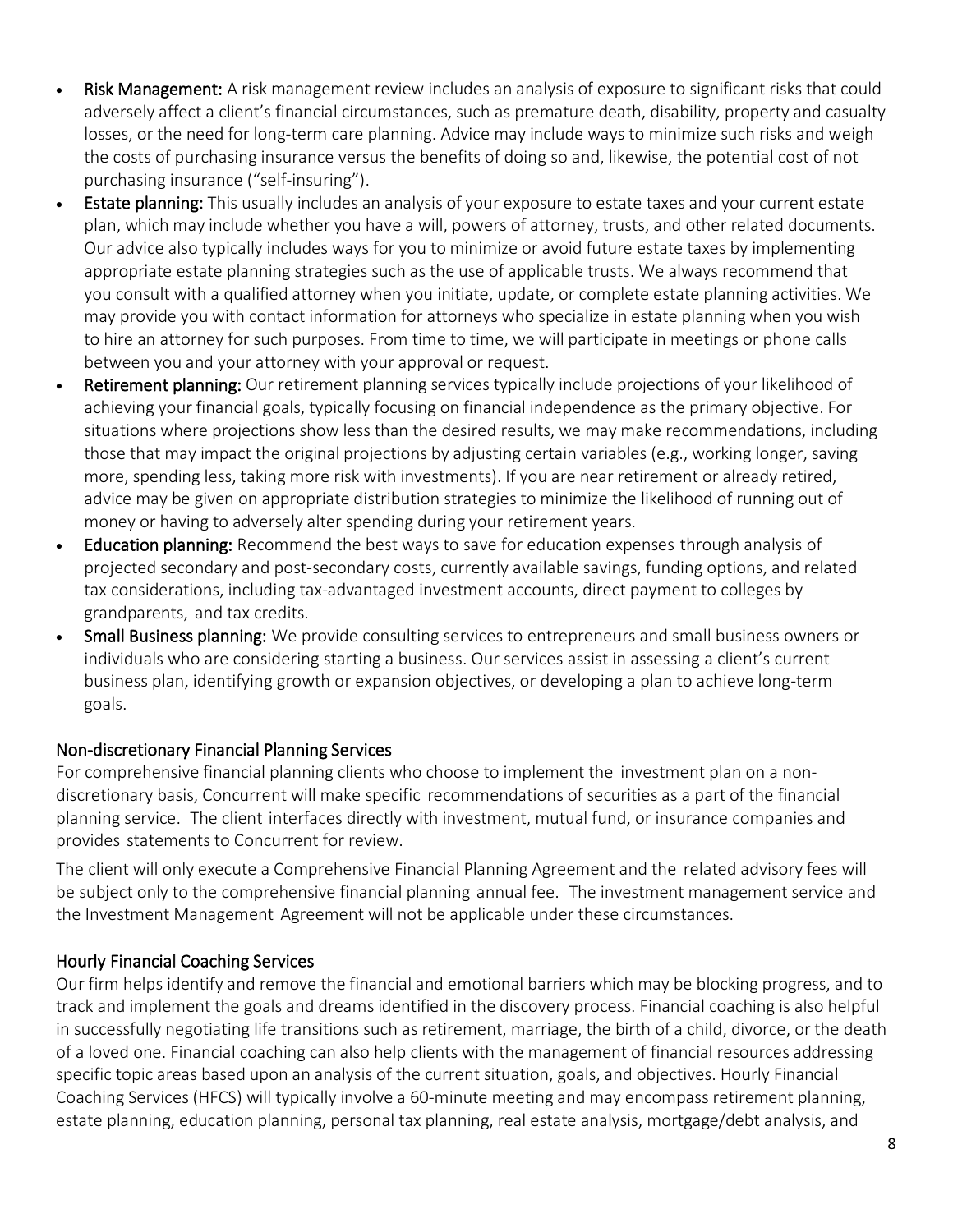- **Risk Management:** A risk management review includes an analysis of exposure to significant risks that could adversely affect a client's financial circumstances, such as premature death, disability, property and casualty losses, or the need for long-term care planning. Advice may include ways to minimize such risks and weigh the costs of purchasing insurance versus the benefits of doing so and, likewise, the potential cost of not purchasing insurance ("self-insuring").
- **Estate planning:** This usually includes an analysis of your exposure to estate taxes and your current estate plan, which may include whether you have a will, powers of attorney, trusts, and other related documents. Our advice also typically includes ways for you to minimize or avoid future estate taxes by implementing appropriate estate planning strategies such as the use of applicable trusts. We always recommend that you consult with a qualified attorney when you initiate, update, or complete estate planning activities. We may provide you with contact information for attorneys who specialize in estate planning when you wish to hire an attorney for such purposes. From time to time, we will participate in meetings or phone calls between you and your attorney with your approval or request.
- **Retirement planning:** Our retirement planning services typically include projections of your likelihood of achieving your financial goals, typically focusing on financial independence as the primary objective. For situations where projections show less than the desired results, we may make recommendations, including those that may impact the original projections by adjusting certain variables (e.g., working longer, saving more, spending less, taking more risk with investments). If you are near retirement or already retired, advice may be given on appropriate distribution strategies to minimize the likelihood of running out of money or having to adversely alter spending during your retirement years.
- **Education planning:** Recommend the best ways to save for education expenses through analysis of projected secondary and post-secondary costs, currently available savings, funding options, and related tax considerations, including tax-advantaged investment accounts, direct payment to colleges by grandparents, and tax credits.
- **Small Business planning:** We provide consulting services to entrepreneurs and small business owners or individuals who are considering starting a business. Our services assist in assessing a client's current business plan, identifying growth or expansion objectives, or developing a plan to achieve long-term goals.

### Non-discretionary Financial Planning Services

For comprehensive financial planning clients who choose to implement the investment plan on a non-discretionary basis, Concurrent will make specific recommendations of securities as a part of the financial planning service. The client interfaces directly with investment, mutual fund, or insurance companies and provides statements to Concurrent for review.

The client will only execute a Comprehensive Financial Planning Agreement and the related advisory fees will be subject only to the comprehensive financial planning annual fee. The investment management service and the Investment Management Agreement will not be applicable under these circumstances.

### Hourly Financial Coaching Services

Our firm helps identify and remove the financial and emotional barriers which may be blocking progress, and to track and implement the goals and dreams identified in the discovery process. Financial coaching is also helpful in successfully negotiating life transitions such as retirement, marriage, the birth of a child, divorce, or the death of a loved one. Financial coaching can also help clients with the management of financial resources addressing specific topic areas based upon an analysis of the current situation, goals, and objectives. Hourly Financial Coaching Services (HFCS) will typically involve a 60-minute meeting and may encompass retirement planning, estate planning, education planning, personal tax planning, real estate analysis, mortgage/debt analysis, and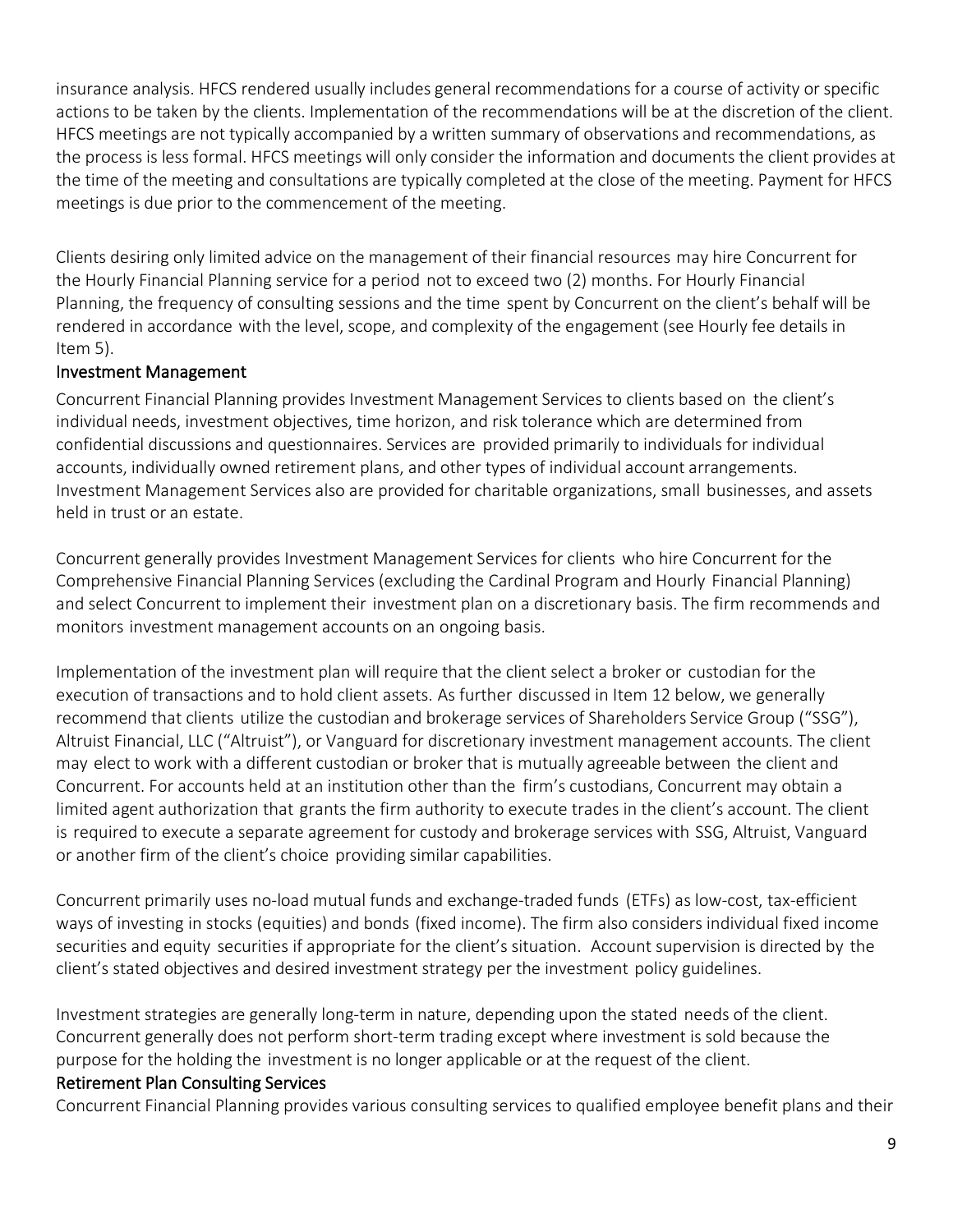insurance analysis. HFCS rendered usually includes general recommendations for a course of activity or specific actions to be taken by the clients. Implementation of the recommendations will be at the discretion of the client. HFCS meetings are not typically accompanied by a written summary of observations and recommendations, as the process is less formal. HFCS meetings will only consider the information and documents the client provides at the time of the meeting and consultations are typically completed at the close of the meeting. Payment for HFCS meetings is due prior to the commencement of the meeting.

Clients desiring only limited advice on the management of their financial resources may hire Concurrent for the Hourly Financial Planning service for a period not to exceed two (2) months. For Hourly Financial Planning, the frequency of consulting sessions and the time spent by Concurrent on the client's behalf will be rendered in accordance with the level, scope, and complexity of the engagement (see Hourly fee details in Item 5).

### Investment Management

Concurrent Financial Planning provides Investment Management Services to clients based on the client's individual needs, investment objectives, time horizon, and risk tolerance which are determined from confidential discussions and questionnaires. Services are provided primarily to individuals for individual accounts, individually owned retirement plans, and other types of individual account arrangements. Investment Management Services also are provided for charitable organizations, small businesses, and assets held in trust or an estate.

Concurrent generally provides Investment Management Services for clients who hire Concurrent for the Comprehensive Financial Planning Services (excluding the Cardinal Program and Hourly Financial Planning) and select Concurrent to implement their investment plan on a discretionary basis. The firm recommends and monitors investment management accounts on an ongoing basis.

Implementation of the investment plan will require that the client select a broker or custodian for the execution of transactions and to hold client assets. As further discussed in Item 12 below, we generally recommend that clients utilize the custodian and brokerage services of Shareholders Service Group ("SSG"), Altruist Financial, LLC ("Altruist"), or Vanguard for discretionary investment management accounts. The client may elect to work with a different custodian or broker that is mutually agreeable between the client and Concurrent. For accounts held at an institution other than the firm's custodians, Concurrent may obtain a limited agent authorization that grants the firm authority to execute trades in the client's account. The client is required to execute a separate agreement for custody and brokerage services with SSG, Altruist, Vanguard or another firm of the client's choice providing similar capabilities.

Concurrent primarily uses no-load mutual funds and exchange-traded funds (ETFs) as low-cost, tax-efficient ways of investing in stocks (equities) and bonds (fixed income). The firm also considers individual fixed income securities and equity securities if appropriate for the client's situation. Account supervision is directed by the client's stated objectives and desired investment strategy per the investment policy guidelines.

Investment strategies are generally long-term in nature, depending upon the stated needs of the client. Concurrent generally does not perform short-term trading except where investment is sold because the purpose for the holding the investment is no longer applicable or at the request of the client.

### Retirement Plan Consulting Services

Concurrent Financial Planning provides various consulting services to qualified employee benefit plans and their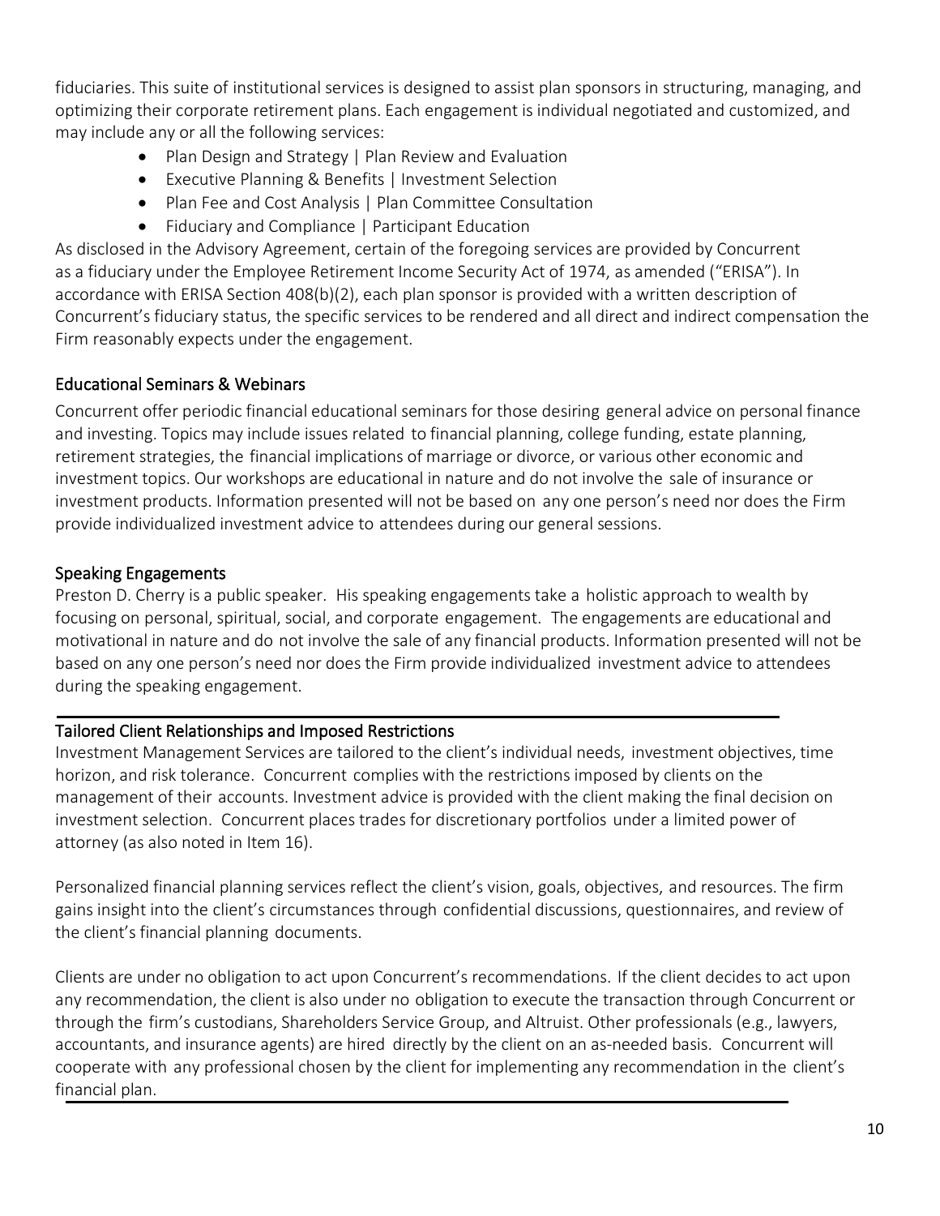fiduciaries. This suite of institutional services is designed to assist plan sponsors in structuring, managing, and optimizing their corporate retirement plans. Each engagement is individual negotiated and customized, and may include any or all the following services:

- Plan Design and Strategy | Plan Review and Evaluation
- Executive Planning & Benefits | Investment Selection
- Plan Fee and Cost Analysis | Plan Committee Consultation
- Fiduciary and Compliance | Participant Education

As disclosed in the Advisory Agreement, certain of the foregoing services are provided by Concurrent as a fiduciary under the Employee Retirement Income Security Act of 1974, as amended ("ERISA"). In accordance with ERISA Section 408(b)(2), each plan sponsor is provided with a written description of Concurrent's fiduciary status, the specific services to be rendered and all direct and indirect compensation the Firm reasonably expects under the engagement.

### Educational Seminars & Webinars

Concurrent offer periodic financial educational seminars for those desiring general advice on personal finance and investing. Topics may include issues related to financial planning, college funding, estate planning, retirement strategies, the financial implications of marriage or divorce, or various other economic and investment topics. Our workshops are educational in nature and do not involve the sale of insurance or investment products. Information presented will not be based on any one person's need nor does the Firm provide individualized investment advice to attendees during our general sessions.

### Speaking Engagements

Preston D. Cherry is a public speaker. His speaking engagements take a holistic approach to wealth by focusing on personal, spiritual, social, and corporate engagement. The engagements are educational and motivational in nature and do not involve the sale of any financial products. Information presented will not be based on any one person's need nor does the Firm provide individualized investment advice to attendees during the speaking engagement.

### Tailored Client Relationships and Imposed Restrictions

Investment Management Services are tailored to the client's individual needs, investment objectives, time horizon, and risk tolerance. Concurrent complies with the restrictions imposed by clients on the management of their accounts. Investment advice is provided with the client making the final decision on investment selection. Concurrent places trades for discretionary portfolios under a limited power of attorney (as also noted in Item 16).

Personalized financial planning services reflect the client's vision, goals, objectives, and resources. The firm gains insight into the client's circumstances through confidential discussions, questionnaires, and review of the client's financial planning documents.

Clients are under no obligation to act upon Concurrent's recommendations. If the client decides to act upon any recommendation, the client is also under no obligation to execute the transaction through Concurrent or through the firm's custodians, Shareholders Service Group, and Altruist. Other professionals (e.g., lawyers, accountants, and insurance agents) are hired directly by the client on an as-needed basis. Concurrent will cooperate with any professional chosen by the client for implementing any recommendation in the client's financial plan.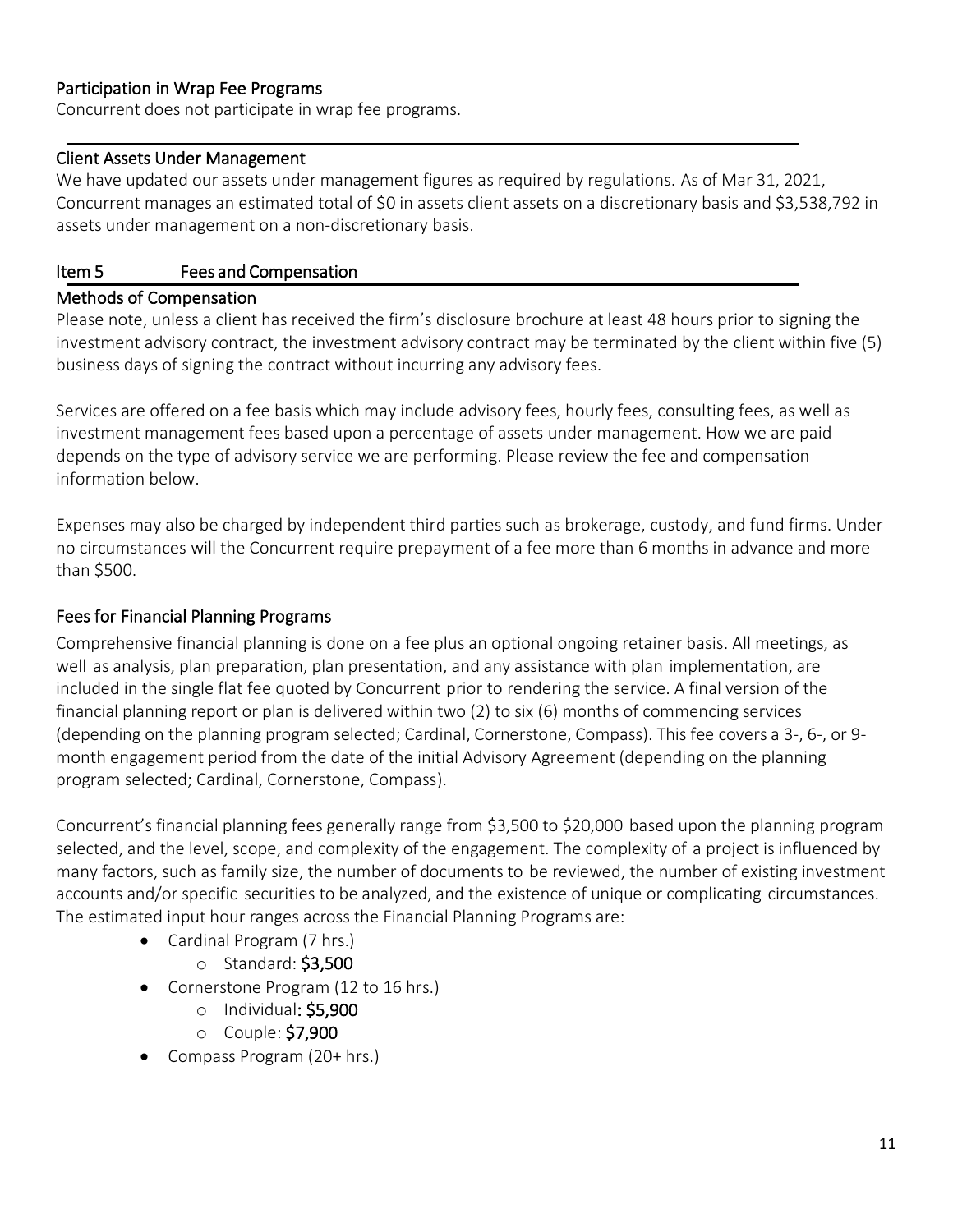### Participation in Wrap Fee Programs

Concurrent does not participate in wrap fee programs.

### Client Assets Under Management

We have updated our assets under management figures as required by regulations. As of Mar 31, 2021, Concurrent manages an estimated total of $0 in assets client assets on a discretionary basis and $3,538,792 in assets under management on a non-discretionary basis.

## Item 5 Fees and Compensation

### Methods of Compensation

Please note, unless a client has received the firm's disclosure brochure at least 48 hours prior to signing the investment advisory contract, the investment advisory contract may be terminated by the client within five (5) business days of signing the contract without incurring any advisory fees.

Services are offered on a fee basis which may include advisory fees, hourly fees, consulting fees, as well as investment management fees based upon a percentage of assets under management. How we are paid depends on the type of advisory service we are performing. Please review the fee and compensation information below.

Expenses may also be charged by independent third parties such as brokerage, custody, and fund firms. Under no circumstances will the Concurrent require prepayment of a fee more than 6 months in advance and more than $500.

### Fees for Financial Planning Programs

Comprehensive financial planning is done on a fee plus an optional ongoing retainer basis. All meetings, as well as analysis, plan preparation, plan presentation, and any assistance with plan implementation, are included in the single flat fee quoted by Concurrent prior to rendering the service. A final version of the financial planning report or plan is delivered within two (2) to six (6) months of commencing services (depending on the planning program selected; Cardinal, Cornerstone, Compass). This fee covers a 3-, 6-, or 9-month engagement period from the date of the initial Advisory Agreement (depending on the planning program selected; Cardinal, Cornerstone, Compass).

Concurrent's financial planning fees generally range from $3,500 to $20,000 based upon the planning program selected, and the level, scope, and complexity of the engagement. The complexity of a project is influenced by many factors, such as family size, the number of documents to be reviewed, the number of existing investment accounts and/or specific securities to be analyzed, and the existence of unique or complicating circumstances. The estimated input hour ranges across the Financial Planning Programs are:

- Cardinal Program (7 hrs.)
  - Standard: **$3,500**
- Cornerstone Program (12 to 16 hrs.)
  - Individual**: $5,900**
  - Couple: **$7,900**
- Compass Program (20+ hrs.)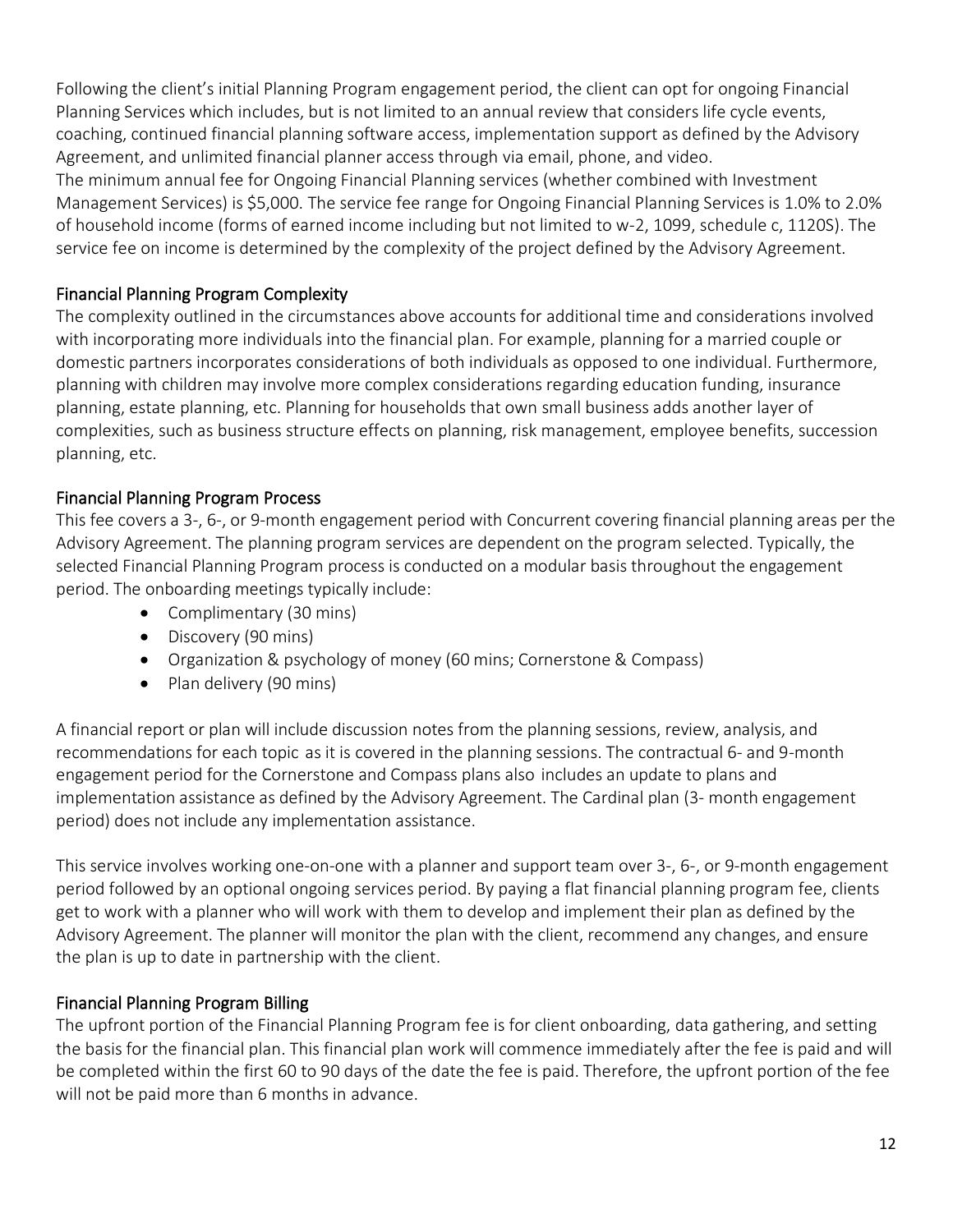Following the client's initial Planning Program engagement period, the client can opt for ongoing Financial Planning Services which includes, but is not limited to an annual review that considers life cycle events, coaching, continued financial planning software access, implementation support as defined by the Advisory Agreement, and unlimited financial planner access through via email, phone, and video.
The minimum annual fee for Ongoing Financial Planning services (whether combined with Investment Management Services) is $5,000. The service fee range for Ongoing Financial Planning Services is 1.0% to 2.0% of household income (forms of earned income including but not limited to w-2, 1099, schedule c, 1120S). The service fee on income is determined by the complexity of the project defined by the Advisory Agreement.

### Financial Planning Program Complexity

The complexity outlined in the circumstances above accounts for additional time and considerations involved with incorporating more individuals into the financial plan. For example, planning for a married couple or domestic partners incorporates considerations of both individuals as opposed to one individual. Furthermore, planning with children may involve more complex considerations regarding education funding, insurance planning, estate planning, etc. Planning for households that own small business adds another layer of complexities, such as business structure effects on planning, risk management, employee benefits, succession planning, etc.

### Financial Planning Program Process

This fee covers a 3-, 6-, or 9-month engagement period with Concurrent covering financial planning areas per the Advisory Agreement. The planning program services are dependent on the program selected. Typically, the selected Financial Planning Program process is conducted on a modular basis throughout the engagement period. The onboarding meetings typically include:

- Complimentary (30 mins)
- Discovery (90 mins)
- Organization & psychology of money (60 mins; Cornerstone & Compass)
- Plan delivery (90 mins)

A financial report or plan will include discussion notes from the planning sessions, review, analysis, and recommendations for each topic as it is covered in the planning sessions. The contractual 6- and 9-month engagement period for the Cornerstone and Compass plans also includes an update to plans and implementation assistance as defined by the Advisory Agreement. The Cardinal plan (3- month engagement period) does not include any implementation assistance.

This service involves working one-on-one with a planner and support team over 3-, 6-, or 9-month engagement period followed by an optional ongoing services period. By paying a flat financial planning program fee, clients get to work with a planner who will work with them to develop and implement their plan as defined by the Advisory Agreement. The planner will monitor the plan with the client, recommend any changes, and ensure the plan is up to date in partnership with the client.

### Financial Planning Program Billing

The upfront portion of the Financial Planning Program fee is for client onboarding, data gathering, and setting the basis for the financial plan. This financial plan work will commence immediately after the fee is paid and will be completed within the first 60 to 90 days of the date the fee is paid. Therefore, the upfront portion of the fee will not be paid more than 6 months in advance.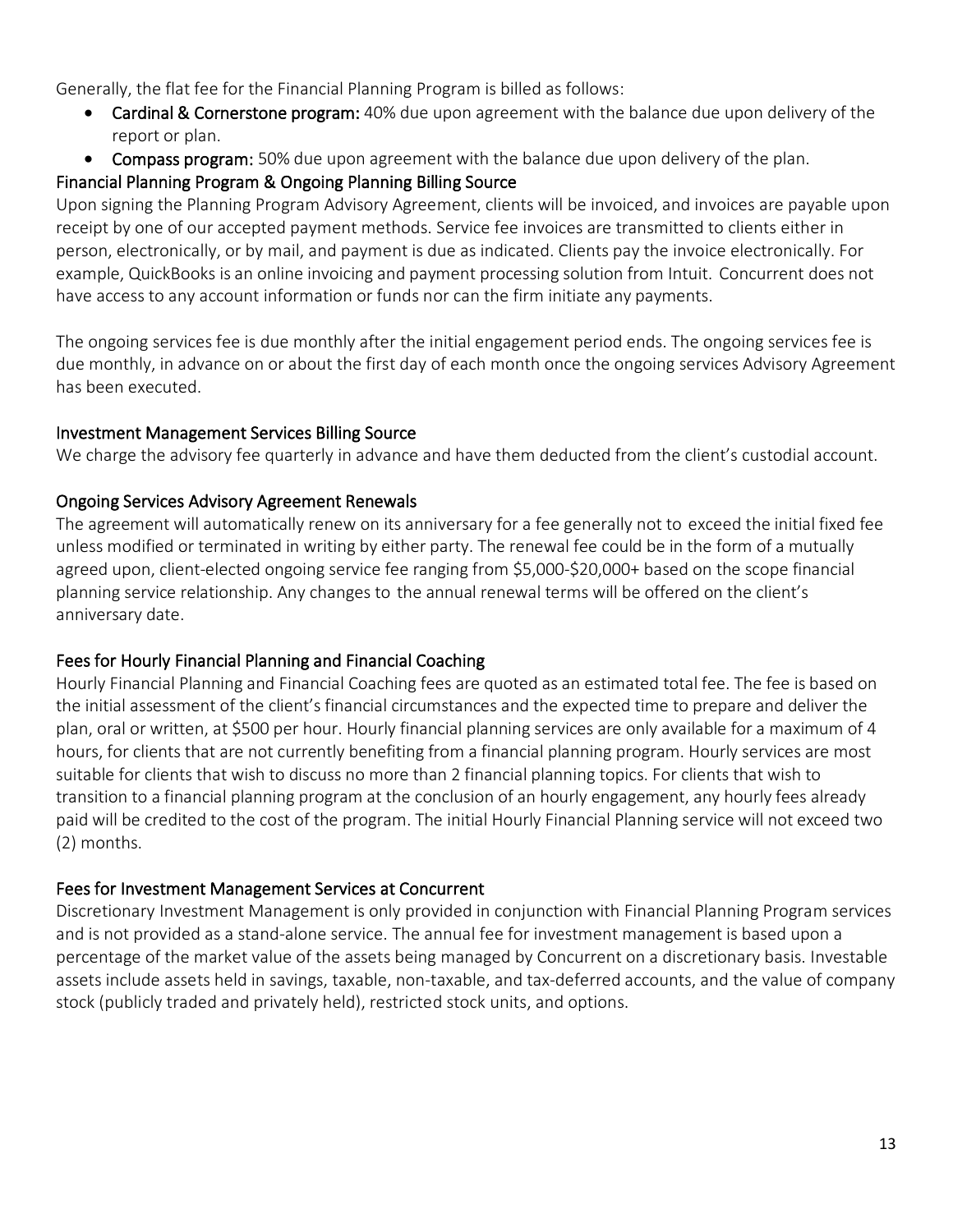Generally, the flat fee for the Financial Planning Program is billed as follows:

- **Cardinal & Cornerstone program:** 40% due upon agreement with the balance due upon delivery of the report or plan.
- **Compass program:** 50% due upon agreement with the balance due upon delivery of the plan.

### Financial Planning Program & Ongoing Planning Billing Source

Upon signing the Planning Program Advisory Agreement, clients will be invoiced, and invoices are payable upon receipt by one of our accepted payment methods. Service fee invoices are transmitted to clients either in person, electronically, or by mail, and payment is due as indicated. Clients pay the invoice electronically. For example, QuickBooks is an online invoicing and payment processing solution from Intuit. Concurrent does not have access to any account information or funds nor can the firm initiate any payments.

The ongoing services fee is due monthly after the initial engagement period ends. The ongoing services fee is due monthly, in advance on or about the first day of each month once the ongoing services Advisory Agreement has been executed.

### Investment Management Services Billing Source

We charge the advisory fee quarterly in advance and have them deducted from the client's custodial account.

### Ongoing Services Advisory Agreement Renewals

The agreement will automatically renew on its anniversary for a fee generally not to exceed the initial fixed fee unless modified or terminated in writing by either party. The renewal fee could be in the form of a mutually agreed upon, client-elected ongoing service fee ranging from $5,000-$20,000+ based on the scope financial planning service relationship. Any changes to the annual renewal terms will be offered on the client's anniversary date.

### Fees for Hourly Financial Planning and Financial Coaching

Hourly Financial Planning and Financial Coaching fees are quoted as an estimated total fee. The fee is based on the initial assessment of the client's financial circumstances and the expected time to prepare and deliver the plan, oral or written, at $500 per hour. Hourly financial planning services are only available for a maximum of 4 hours, for clients that are not currently benefiting from a financial planning program. Hourly services are most suitable for clients that wish to discuss no more than 2 financial planning topics. For clients that wish to transition to a financial planning program at the conclusion of an hourly engagement, any hourly fees already paid will be credited to the cost of the program. The initial Hourly Financial Planning service will not exceed two (2) months.

### Fees for Investment Management Services at Concurrent

Discretionary Investment Management is only provided in conjunction with Financial Planning Program services and is not provided as a stand-alone service. The annual fee for investment management is based upon a percentage of the market value of the assets being managed by Concurrent on a discretionary basis. Investable assets include assets held in savings, taxable, non-taxable, and tax-deferred accounts, and the value of company stock (publicly traded and privately held), restricted stock units, and options.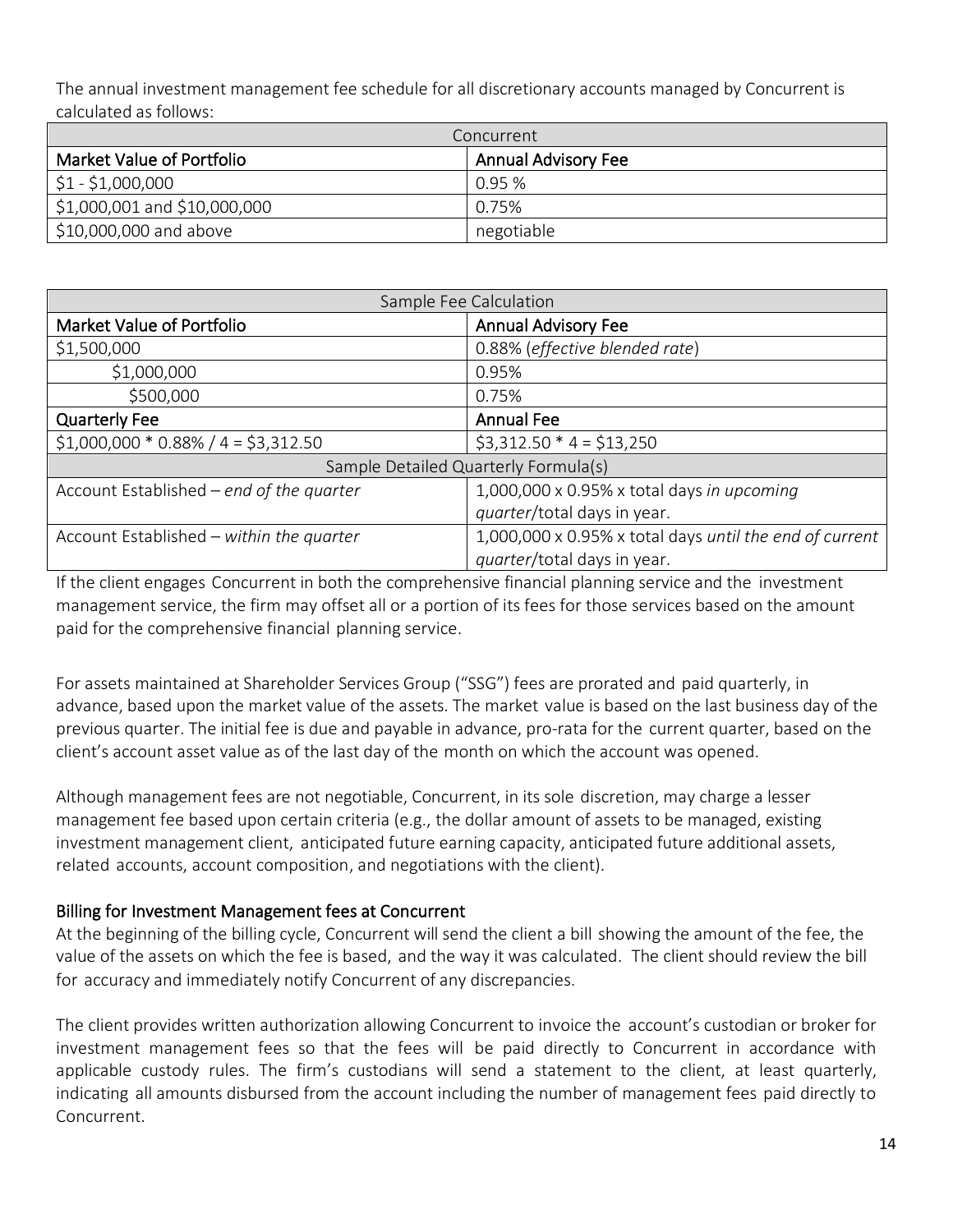The annual investment management fee schedule for all discretionary accounts managed by Concurrent is calculated as follows:

| Concurrent | |
|---|---|
| **Market Value of Portfolio** | **Annual Advisory Fee** |
| $1 - $1,000,000 | 0.95 % |
| $1,000,001 and $10,000,000 | 0.75% |
| $10,000,000 and above | negotiable |

| Sample Fee Calculation | |
|---|---|
| **Market Value of Portfolio** | **Annual Advisory Fee** |
| $1,500,000 | 0.88% (*effective blended rate*) |
| $1,000,000 | 0.95% |
| $500,000 | 0.75% |
| **Quarterly Fee** | **Annual Fee** |
| $1,000,000 * 0.88% / 4 = $3,312.50 | $3,312.50 * 4 = $13,250 |
| Sample Detailed Quarterly Formula(s) | |
| Account Established – *end of the quarter* | 1,000,000 x 0.95% x total days *in upcoming quarter*/total days in year. |
| Account Established – *within the quarter* | 1,000,000 x 0.95% x total days *until the end of current quarter*/total days in year. |

If the client engages Concurrent in both the comprehensive financial planning service and the investment management service, the firm may offset all or a portion of its fees for those services based on the amount paid for the comprehensive financial planning service.

For assets maintained at Shareholder Services Group ("SSG") fees are prorated and paid quarterly, in advance, based upon the market value of the assets. The market value is based on the last business day of the previous quarter. The initial fee is due and payable in advance, pro-rata for the current quarter, based on the client's account asset value as of the last day of the month on which the account was opened.

Although management fees are not negotiable, Concurrent, in its sole discretion, may charge a lesser management fee based upon certain criteria (e.g., the dollar amount of assets to be managed, existing investment management client, anticipated future earning capacity, anticipated future additional assets, related accounts, account composition, and negotiations with the client).

### Billing for Investment Management fees at Concurrent

At the beginning of the billing cycle, Concurrent will send the client a bill showing the amount of the fee, the value of the assets on which the fee is based, and the way it was calculated. The client should review the bill for accuracy and immediately notify Concurrent of any discrepancies.

The client provides written authorization allowing Concurrent to invoice the account's custodian or broker for investment management fees so that the fees will be paid directly to Concurrent in accordance with applicable custody rules. The firm's custodians will send a statement to the client, at least quarterly, indicating all amounts disbursed from the account including the number of management fees paid directly to Concurrent.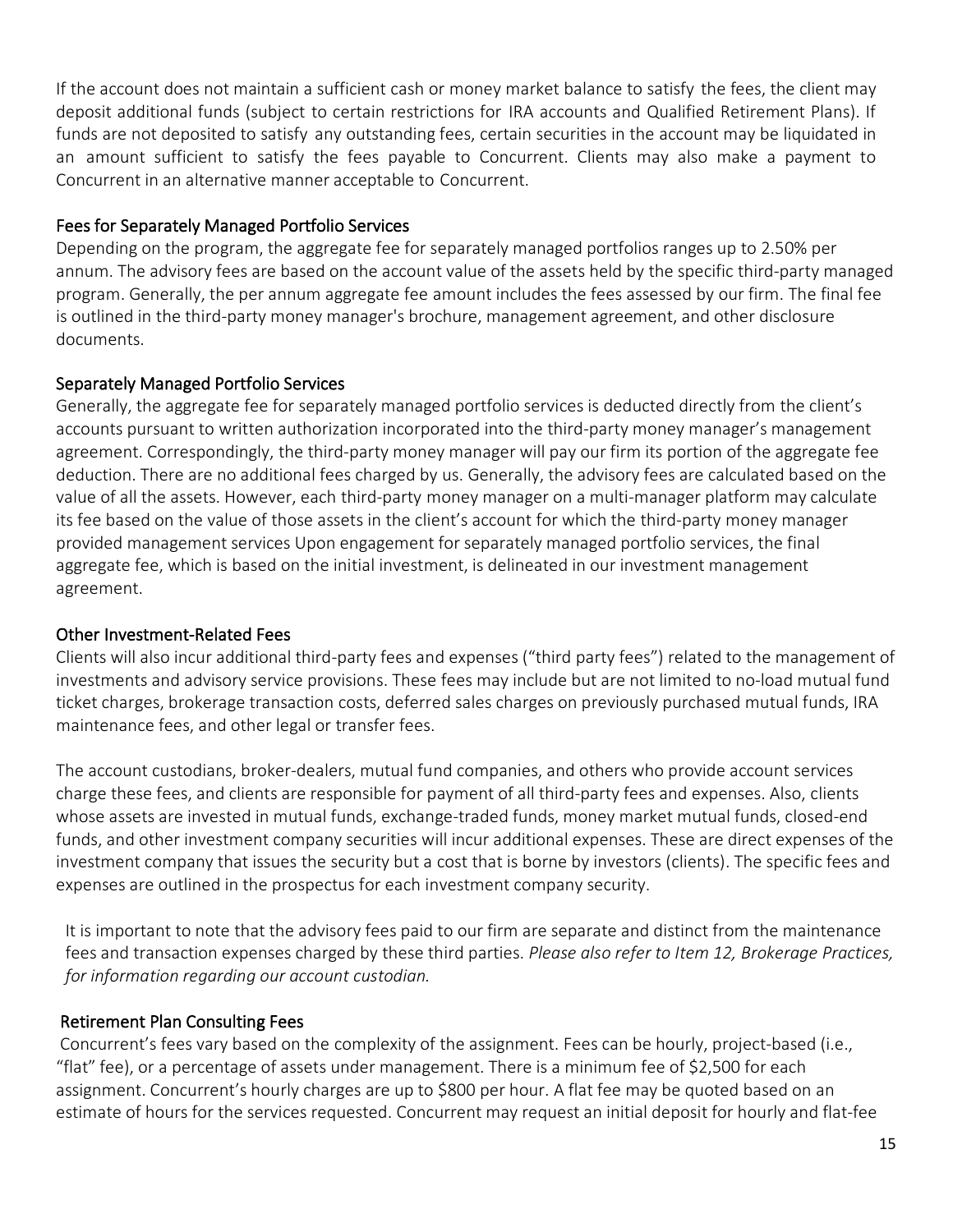If the account does not maintain a sufficient cash or money market balance to satisfy the fees, the client may deposit additional funds (subject to certain restrictions for IRA accounts and Qualified Retirement Plans). If funds are not deposited to satisfy any outstanding fees, certain securities in the account may be liquidated in an amount sufficient to satisfy the fees payable to Concurrent. Clients may also make a payment to Concurrent in an alternative manner acceptable to Concurrent.

### Fees for Separately Managed Portfolio Services

Depending on the program, the aggregate fee for separately managed portfolios ranges up to 2.50% per annum. The advisory fees are based on the account value of the assets held by the specific third-party managed program. Generally, the per annum aggregate fee amount includes the fees assessed by our firm. The final fee is outlined in the third-party money manager's brochure, management agreement, and other disclosure documents.

### Separately Managed Portfolio Services

Generally, the aggregate fee for separately managed portfolio services is deducted directly from the client's accounts pursuant to written authorization incorporated into the third-party money manager's management agreement. Correspondingly, the third-party money manager will pay our firm its portion of the aggregate fee deduction. There are no additional fees charged by us. Generally, the advisory fees are calculated based on the value of all the assets. However, each third-party money manager on a multi-manager platform may calculate its fee based on the value of those assets in the client's account for which the third-party money manager provided management services Upon engagement for separately managed portfolio services, the final aggregate fee, which is based on the initial investment, is delineated in our investment management agreement.

### Other Investment-Related Fees

Clients will also incur additional third-party fees and expenses ("third party fees") related to the management of investments and advisory service provisions. These fees may include but are not limited to no-load mutual fund ticket charges, brokerage transaction costs, deferred sales charges on previously purchased mutual funds, IRA maintenance fees, and other legal or transfer fees.

The account custodians, broker-dealers, mutual fund companies, and others who provide account services charge these fees, and clients are responsible for payment of all third-party fees and expenses. Also, clients whose assets are invested in mutual funds, exchange-traded funds, money market mutual funds, closed-end funds, and other investment company securities will incur additional expenses. These are direct expenses of the investment company that issues the security but a cost that is borne by investors (clients). The specific fees and expenses are outlined in the prospectus for each investment company security.

It is important to note that the advisory fees paid to our firm are separate and distinct from the maintenance fees and transaction expenses charged by these third parties. *Please also refer to Item 12, Brokerage Practices, for information regarding our account custodian.*

### Retirement Plan Consulting Fees

Concurrent's fees vary based on the complexity of the assignment. Fees can be hourly, project-based (i.e., "flat" fee), or a percentage of assets under management. There is a minimum fee of $2,500 for each assignment. Concurrent's hourly charges are up to $800 per hour. A flat fee may be quoted based on an estimate of hours for the services requested. Concurrent may request an initial deposit for hourly and flat-fee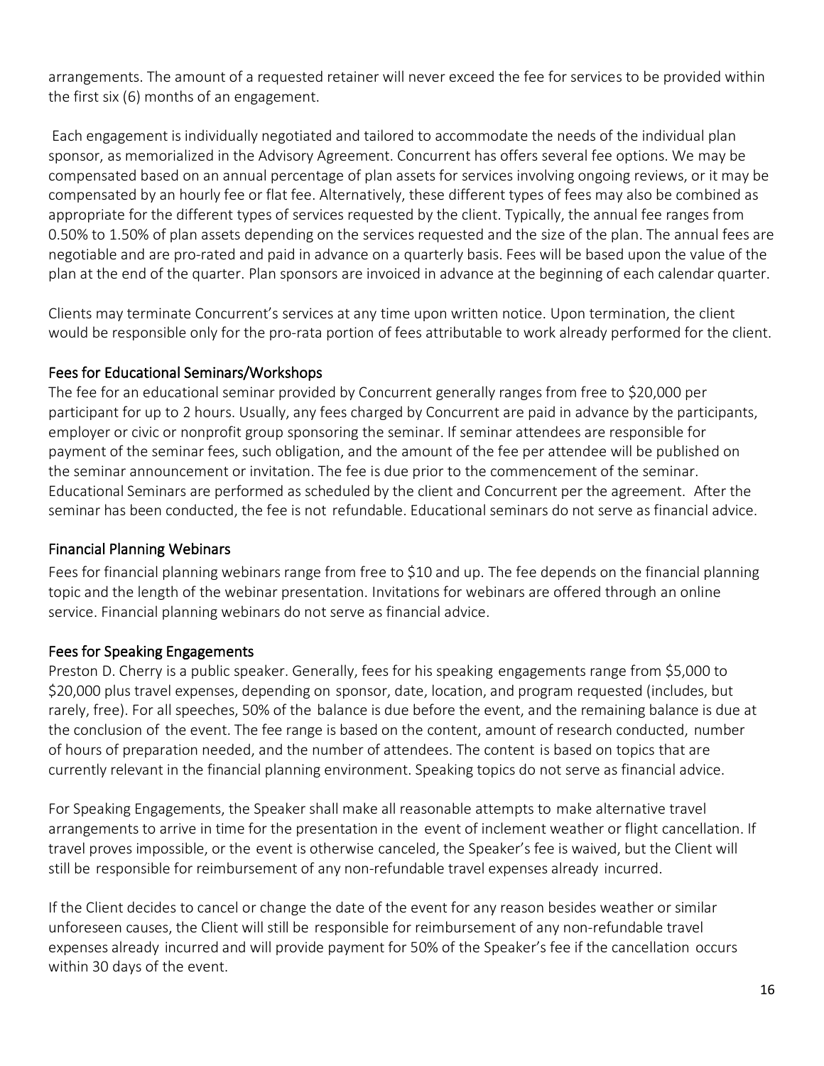arrangements. The amount of a requested retainer will never exceed the fee for services to be provided within the first six (6) months of an engagement.

Each engagement is individually negotiated and tailored to accommodate the needs of the individual plan sponsor, as memorialized in the Advisory Agreement. Concurrent has offers several fee options. We may be compensated based on an annual percentage of plan assets for services involving ongoing reviews, or it may be compensated by an hourly fee or flat fee. Alternatively, these different types of fees may also be combined as appropriate for the different types of services requested by the client. Typically, the annual fee ranges from 0.50% to 1.50% of plan assets depending on the services requested and the size of the plan. The annual fees are negotiable and are pro-rated and paid in advance on a quarterly basis. Fees will be based upon the value of the plan at the end of the quarter. Plan sponsors are invoiced in advance at the beginning of each calendar quarter.

Clients may terminate Concurrent's services at any time upon written notice. Upon termination, the client would be responsible only for the pro-rata portion of fees attributable to work already performed for the client.

### Fees for Educational Seminars/Workshops

The fee for an educational seminar provided by Concurrent generally ranges from free to $20,000 per participant for up to 2 hours. Usually, any fees charged by Concurrent are paid in advance by the participants, employer or civic or nonprofit group sponsoring the seminar. If seminar attendees are responsible for payment of the seminar fees, such obligation, and the amount of the fee per attendee will be published on the seminar announcement or invitation. The fee is due prior to the commencement of the seminar. Educational Seminars are performed as scheduled by the client and Concurrent per the agreement. After the seminar has been conducted, the fee is not refundable. Educational seminars do not serve as financial advice.

### Financial Planning Webinars

Fees for financial planning webinars range from free to $10 and up. The fee depends on the financial planning topic and the length of the webinar presentation. Invitations for webinars are offered through an online service. Financial planning webinars do not serve as financial advice.

### Fees for Speaking Engagements

Preston D. Cherry is a public speaker. Generally, fees for his speaking engagements range from $5,000 to $20,000 plus travel expenses, depending on sponsor, date, location, and program requested (includes, but rarely, free). For all speeches, 50% of the balance is due before the event, and the remaining balance is due at the conclusion of the event. The fee range is based on the content, amount of research conducted, number of hours of preparation needed, and the number of attendees. The content is based on topics that are currently relevant in the financial planning environment. Speaking topics do not serve as financial advice.

For Speaking Engagements, the Speaker shall make all reasonable attempts to make alternative travel arrangements to arrive in time for the presentation in the event of inclement weather or flight cancellation. If travel proves impossible, or the event is otherwise canceled, the Speaker's fee is waived, but the Client will still be responsible for reimbursement of any non-refundable travel expenses already incurred.

If the Client decides to cancel or change the date of the event for any reason besides weather or similar unforeseen causes, the Client will still be responsible for reimbursement of any non-refundable travel expenses already incurred and will provide payment for 50% of the Speaker's fee if the cancellation occurs within 30 days of the event.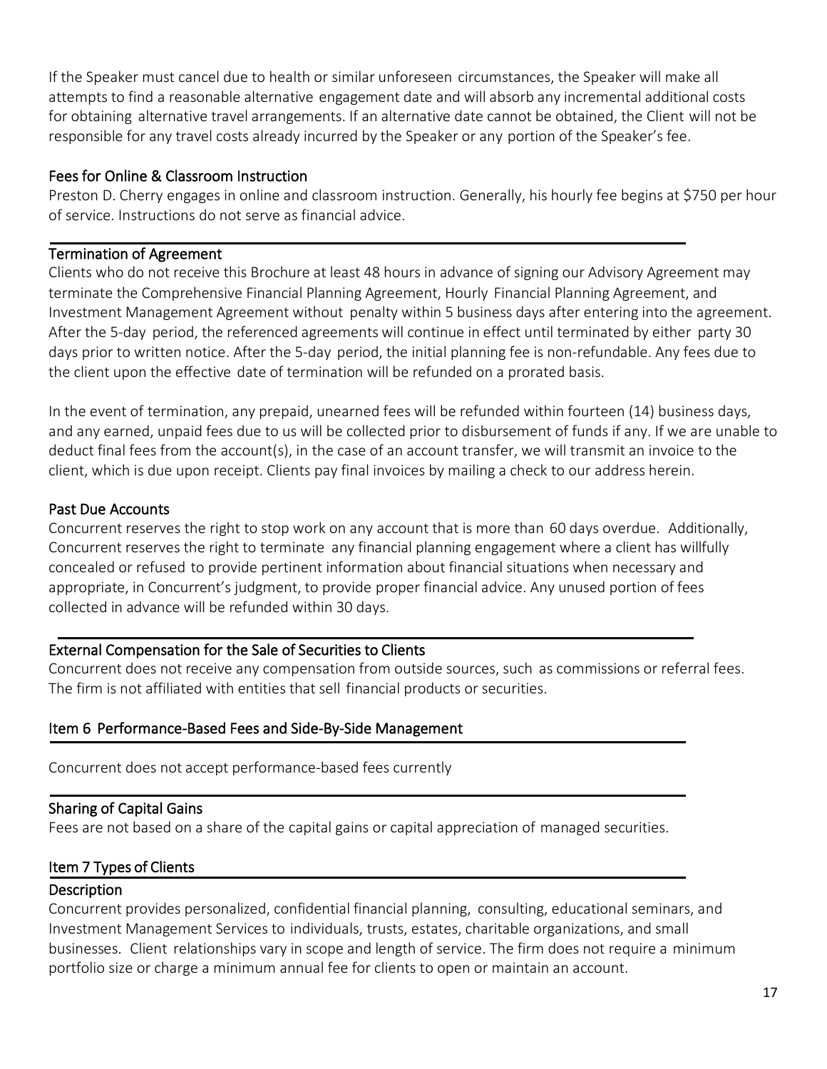If the Speaker must cancel due to health or similar unforeseen circumstances, the Speaker will make all attempts to find a reasonable alternative engagement date and will absorb any incremental additional costs for obtaining alternative travel arrangements. If an alternative date cannot be obtained, the Client will not be responsible for any travel costs already incurred by the Speaker or any portion of the Speaker's fee.

### Fees for Online & Classroom Instruction

Preston D. Cherry engages in online and classroom instruction. Generally, his hourly fee begins at $750 per hour of service. Instructions do not serve as financial advice.

### Termination of Agreement

Clients who do not receive this Brochure at least 48 hours in advance of signing our Advisory Agreement may terminate the Comprehensive Financial Planning Agreement, Hourly Financial Planning Agreement, and Investment Management Agreement without penalty within 5 business days after entering into the agreement. After the 5-day period, the referenced agreements will continue in effect until terminated by either party 30 days prior to written notice. After the 5-day period, the initial planning fee is non-refundable. Any fees due to the client upon the effective date of termination will be refunded on a prorated basis.

In the event of termination, any prepaid, unearned fees will be refunded within fourteen (14) business days, and any earned, unpaid fees due to us will be collected prior to disbursement of funds if any. If we are unable to deduct final fees from the account(s), in the case of an account transfer, we will transmit an invoice to the client, which is due upon receipt. Clients pay final invoices by mailing a check to our address herein.

### Past Due Accounts

Concurrent reserves the right to stop work on any account that is more than 60 days overdue. Additionally, Concurrent reserves the right to terminate any financial planning engagement where a client has willfully concealed or refused to provide pertinent information about financial situations when necessary and appropriate, in Concurrent's judgment, to provide proper financial advice. Any unused portion of fees collected in advance will be refunded within 30 days.

### External Compensation for the Sale of Securities to Clients

Concurrent does not receive any compensation from outside sources, such as commissions or referral fees. The firm is not affiliated with entities that sell financial products or securities.

## Item 6 Performance-Based Fees and Side-By-Side Management

Concurrent does not accept performance-based fees currently

### Sharing of Capital Gains

Fees are not based on a share of the capital gains or capital appreciation of managed securities.

## Item 7 Types of Clients

### Description

Concurrent provides personalized, confidential financial planning, consulting, educational seminars, and Investment Management Services to individuals, trusts, estates, charitable organizations, and small businesses. Client relationships vary in scope and length of service. The firm does not require a minimum portfolio size or charge a minimum annual fee for clients to open or maintain an account.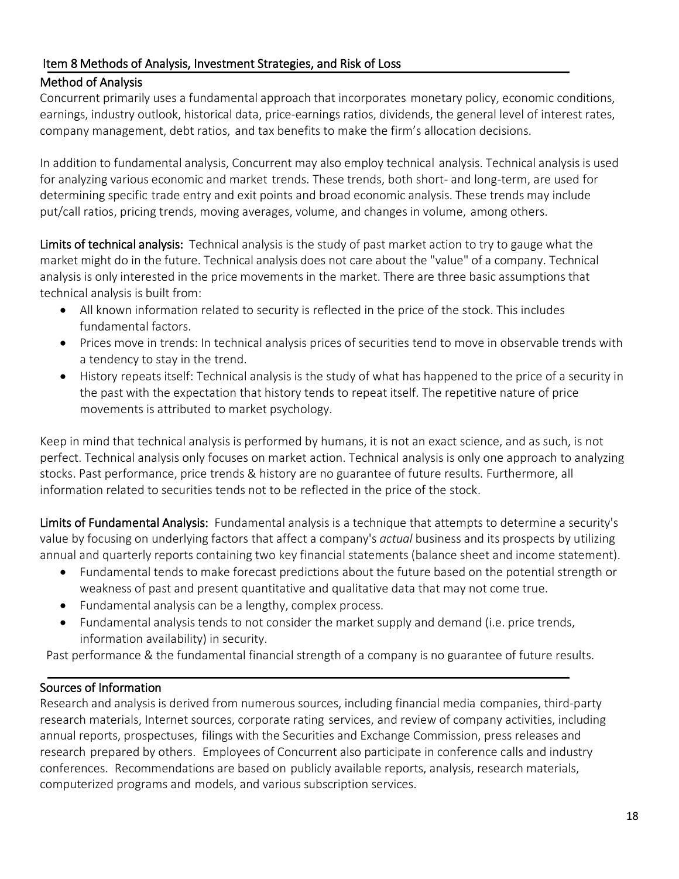## Item 8 Methods of Analysis, Investment Strategies, and Risk of Loss

### Method of Analysis

Concurrent primarily uses a fundamental approach that incorporates monetary policy, economic conditions, earnings, industry outlook, historical data, price-earnings ratios, dividends, the general level of interest rates, company management, debt ratios, and tax benefits to make the firm's allocation decisions.

In addition to fundamental analysis, Concurrent may also employ technical analysis. Technical analysis is used for analyzing various economic and market trends. These trends, both short- and long-term, are used for determining specific trade entry and exit points and broad economic analysis. These trends may include put/call ratios, pricing trends, moving averages, volume, and changes in volume, among others.

**Limits of technical analysis:** Technical analysis is the study of past market action to try to gauge what the market might do in the future. Technical analysis does not care about the "value" of a company. Technical analysis is only interested in the price movements in the market. There are three basic assumptions that technical analysis is built from:

- All known information related to security is reflected in the price of the stock. This includes fundamental factors.
- Prices move in trends: In technical analysis prices of securities tend to move in observable trends with a tendency to stay in the trend.
- History repeats itself: Technical analysis is the study of what has happened to the price of a security in the past with the expectation that history tends to repeat itself. The repetitive nature of price movements is attributed to market psychology.

Keep in mind that technical analysis is performed by humans, it is not an exact science, and as such, is not perfect. Technical analysis only focuses on market action. Technical analysis is only one approach to analyzing stocks. Past performance, price trends & history are no guarantee of future results. Furthermore, all information related to securities tends not to be reflected in the price of the stock.

**Limits of Fundamental Analysis:** Fundamental analysis is a technique that attempts to determine a security's value by focusing on underlying factors that affect a company's *actual* business and its prospects by utilizing annual and quarterly reports containing two key financial statements (balance sheet and income statement).

- Fundamental tends to make forecast predictions about the future based on the potential strength or weakness of past and present quantitative and qualitative data that may not come true.
- Fundamental analysis can be a lengthy, complex process.
- Fundamental analysis tends to not consider the market supply and demand (i.e. price trends, information availability) in security.

Past performance & the fundamental financial strength of a company is no guarantee of future results.

### Sources of Information

Research and analysis is derived from numerous sources, including financial media companies, third-party research materials, Internet sources, corporate rating services, and review of company activities, including annual reports, prospectuses, filings with the Securities and Exchange Commission, press releases and research prepared by others. Employees of Concurrent also participate in conference calls and industry conferences. Recommendations are based on publicly available reports, analysis, research materials, computerized programs and models, and various subscription services.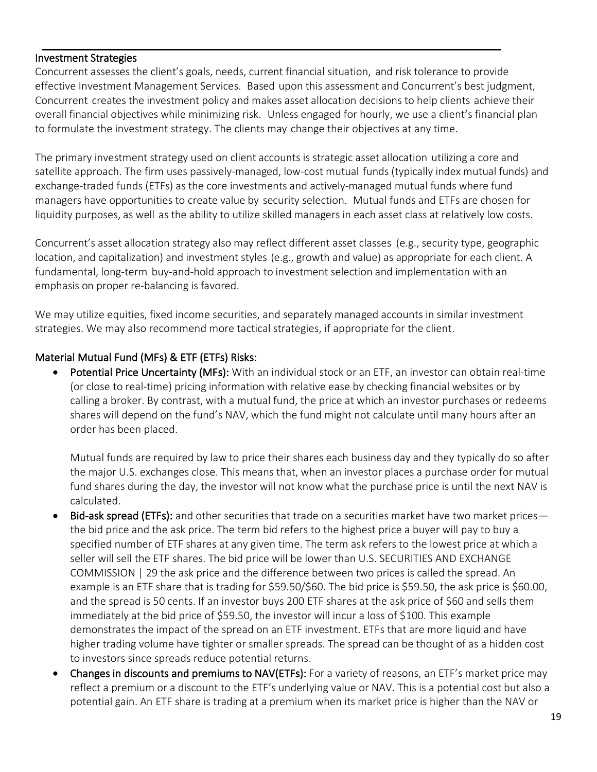## Investment Strategies

Concurrent assesses the client's goals, needs, current financial situation, and risk tolerance to provide effective Investment Management Services. Based upon this assessment and Concurrent's best judgment, Concurrent creates the investment policy and makes asset allocation decisions to help clients achieve their overall financial objectives while minimizing risk. Unless engaged for hourly, we use a client's financial plan to formulate the investment strategy. The clients may change their objectives at any time.

The primary investment strategy used on client accounts is strategic asset allocation utilizing a core and satellite approach. The firm uses passively-managed, low-cost mutual funds (typically index mutual funds) and exchange-traded funds (ETFs) as the core investments and actively-managed mutual funds where fund managers have opportunities to create value by security selection. Mutual funds and ETFs are chosen for liquidity purposes, as well as the ability to utilize skilled managers in each asset class at relatively low costs.

Concurrent's asset allocation strategy also may reflect different asset classes (e.g., security type, geographic location, and capitalization) and investment styles (e.g., growth and value) as appropriate for each client. A fundamental, long-term buy-and-hold approach to investment selection and implementation with an emphasis on proper re-balancing is favored.

We may utilize equities, fixed income securities, and separately managed accounts in similar investment strategies. We may also recommend more tactical strategies, if appropriate for the client.

### Material Mutual Fund (MFs) & ETF (ETFs) Risks:

- **Potential Price Uncertainty (MFs):** With an individual stock or an ETF, an investor can obtain real-time (or close to real-time) pricing information with relative ease by checking financial websites or by calling a broker. By contrast, with a mutual fund, the price at which an investor purchases or redeems shares will depend on the fund's NAV, which the fund might not calculate until many hours after an order has been placed.

  Mutual funds are required by law to price their shares each business day and they typically do so after the major U.S. exchanges close. This means that, when an investor places a purchase order for mutual fund shares during the day, the investor will not know what the purchase price is until the next NAV is calculated.
- **Bid-ask spread (ETFs):** and other securities that trade on a securities market have two market prices—the bid price and the ask price. The term bid refers to the highest price a buyer will pay to buy a specified number of ETF shares at any given time. The term ask refers to the lowest price at which a seller will sell the ETF shares. The bid price will be lower than U.S. SECURITIES AND EXCHANGE COMMISSION | 29 the ask price and the difference between two prices is called the spread. An example is an ETF share that is trading for $59.50/$60. The bid price is $59.50, the ask price is $60.00, and the spread is 50 cents. If an investor buys 200 ETF shares at the ask price of $60 and sells them immediately at the bid price of $59.50, the investor will incur a loss of $100. This example demonstrates the impact of the spread on an ETF investment. ETFs that are more liquid and have higher trading volume have tighter or smaller spreads. The spread can be thought of as a hidden cost to investors since spreads reduce potential returns.
- **Changes in discounts and premiums to NAV(ETFs):** For a variety of reasons, an ETF's market price may reflect a premium or a discount to the ETF's underlying value or NAV. This is a potential cost but also a potential gain. An ETF share is trading at a premium when its market price is higher than the NAV or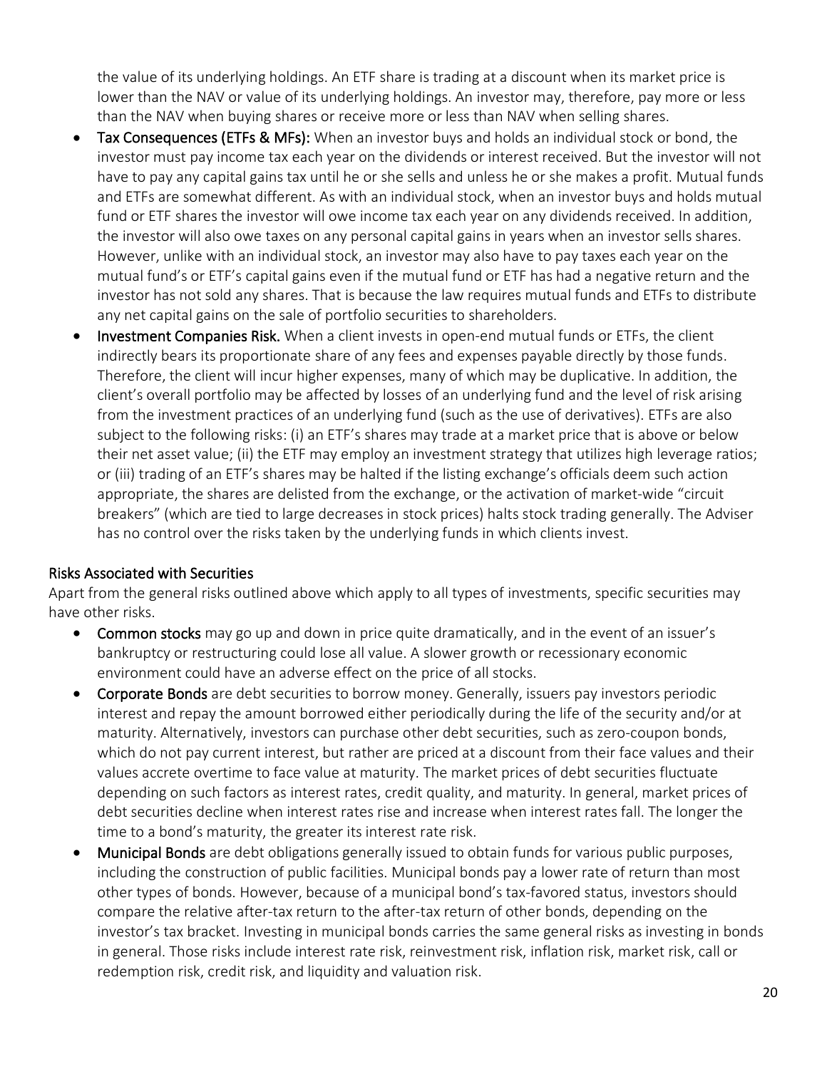the value of its underlying holdings. An ETF share is trading at a discount when its market price is lower than the NAV or value of its underlying holdings. An investor may, therefore, pay more or less than the NAV when buying shares or receive more or less than NAV when selling shares.

- **Tax Consequences (ETFs & MFs):** When an investor buys and holds an individual stock or bond, the investor must pay income tax each year on the dividends or interest received. But the investor will not have to pay any capital gains tax until he or she sells and unless he or she makes a profit. Mutual funds and ETFs are somewhat different. As with an individual stock, when an investor buys and holds mutual fund or ETF shares the investor will owe income tax each year on any dividends received. In addition, the investor will also owe taxes on any personal capital gains in years when an investor sells shares. However, unlike with an individual stock, an investor may also have to pay taxes each year on the mutual fund's or ETF's capital gains even if the mutual fund or ETF has had a negative return and the investor has not sold any shares. That is because the law requires mutual funds and ETFs to distribute any net capital gains on the sale of portfolio securities to shareholders.
- **Investment Companies Risk.** When a client invests in open-end mutual funds or ETFs, the client indirectly bears its proportionate share of any fees and expenses payable directly by those funds. Therefore, the client will incur higher expenses, many of which may be duplicative. In addition, the client's overall portfolio may be affected by losses of an underlying fund and the level of risk arising from the investment practices of an underlying fund (such as the use of derivatives). ETFs are also subject to the following risks: (i) an ETF's shares may trade at a market price that is above or below their net asset value; (ii) the ETF may employ an investment strategy that utilizes high leverage ratios; or (iii) trading of an ETF's shares may be halted if the listing exchange's officials deem such action appropriate, the shares are delisted from the exchange, or the activation of market-wide "circuit breakers" (which are tied to large decreases in stock prices) halts stock trading generally. The Adviser has no control over the risks taken by the underlying funds in which clients invest.

### Risks Associated with Securities

Apart from the general risks outlined above which apply to all types of investments, specific securities may have other risks.

- **Common stocks** may go up and down in price quite dramatically, and in the event of an issuer's bankruptcy or restructuring could lose all value. A slower growth or recessionary economic environment could have an adverse effect on the price of all stocks.
- **Corporate Bonds** are debt securities to borrow money. Generally, issuers pay investors periodic interest and repay the amount borrowed either periodically during the life of the security and/or at maturity. Alternatively, investors can purchase other debt securities, such as zero-coupon bonds, which do not pay current interest, but rather are priced at a discount from their face values and their values accrete overtime to face value at maturity. The market prices of debt securities fluctuate depending on such factors as interest rates, credit quality, and maturity. In general, market prices of debt securities decline when interest rates rise and increase when interest rates fall. The longer the time to a bond's maturity, the greater its interest rate risk.
- **Municipal Bonds** are debt obligations generally issued to obtain funds for various public purposes, including the construction of public facilities. Municipal bonds pay a lower rate of return than most other types of bonds. However, because of a municipal bond's tax-favored status, investors should compare the relative after-tax return to the after-tax return of other bonds, depending on the investor's tax bracket. Investing in municipal bonds carries the same general risks as investing in bonds in general. Those risks include interest rate risk, reinvestment risk, inflation risk, market risk, call or redemption risk, credit risk, and liquidity and valuation risk.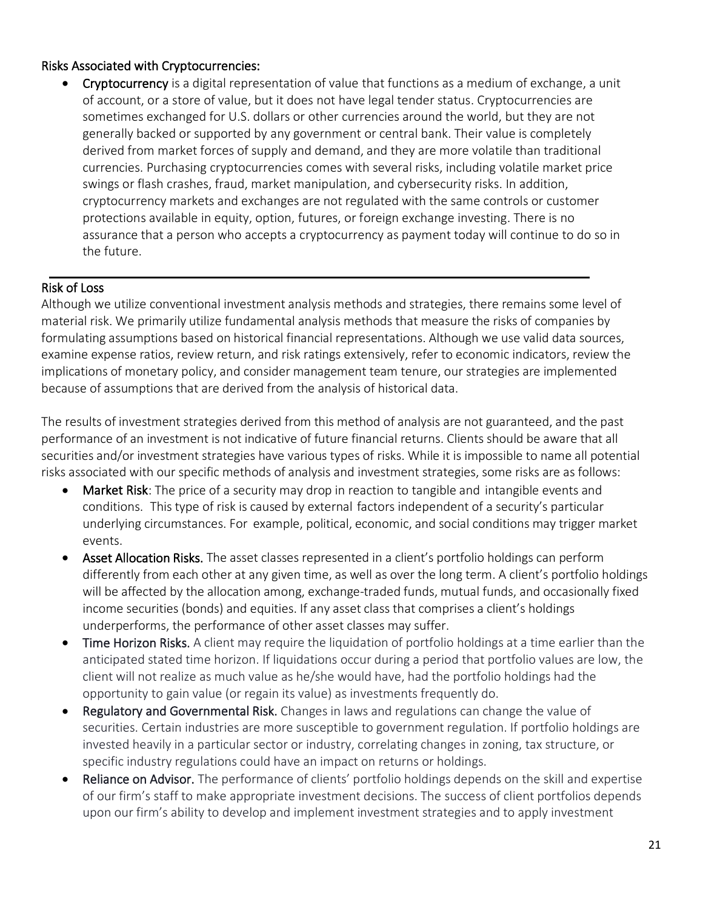### Risks Associated with Cryptocurrencies:

- **Cryptocurrency** is a digital representation of value that functions as a medium of exchange, a unit of account, or a store of value, but it does not have legal tender status. Cryptocurrencies are sometimes exchanged for U.S. dollars or other currencies around the world, but they are not generally backed or supported by any government or central bank. Their value is completely derived from market forces of supply and demand, and they are more volatile than traditional currencies. Purchasing cryptocurrencies comes with several risks, including volatile market price swings or flash crashes, fraud, market manipulation, and cybersecurity risks. In addition, cryptocurrency markets and exchanges are not regulated with the same controls or customer protections available in equity, option, futures, or foreign exchange investing. There is no assurance that a person who accepts a cryptocurrency as payment today will continue to do so in the future.

---

### Risk of Loss

Although we utilize conventional investment analysis methods and strategies, there remains some level of material risk. We primarily utilize fundamental analysis methods that measure the risks of companies by formulating assumptions based on historical financial representations. Although we use valid data sources, examine expense ratios, review return, and risk ratings extensively, refer to economic indicators, review the implications of monetary policy, and consider management team tenure, our strategies are implemented because of assumptions that are derived from the analysis of historical data.

The results of investment strategies derived from this method of analysis are not guaranteed, and the past performance of an investment is not indicative of future financial returns. Clients should be aware that all securities and/or investment strategies have various types of risks. While it is impossible to name all potential risks associated with our specific methods of analysis and investment strategies, some risks are as follows:

- **Market Risk**: The price of a security may drop in reaction to tangible and intangible events and conditions. This type of risk is caused by external factors independent of a security's particular underlying circumstances. For example, political, economic, and social conditions may trigger market events.
- **Asset Allocation Risks.** The asset classes represented in a client's portfolio holdings can perform differently from each other at any given time, as well as over the long term. A client's portfolio holdings will be affected by the allocation among, exchange-traded funds, mutual funds, and occasionally fixed income securities (bonds) and equities. If any asset class that comprises a client's holdings underperforms, the performance of other asset classes may suffer.
- **Time Horizon Risks.** A client may require the liquidation of portfolio holdings at a time earlier than the anticipated stated time horizon. If liquidations occur during a period that portfolio values are low, the client will not realize as much value as he/she would have, had the portfolio holdings had the opportunity to gain value (or regain its value) as investments frequently do.
- **Regulatory and Governmental Risk.** Changes in laws and regulations can change the value of securities. Certain industries are more susceptible to government regulation. If portfolio holdings are invested heavily in a particular sector or industry, correlating changes in zoning, tax structure, or specific industry regulations could have an impact on returns or holdings.
- **Reliance on Advisor.** The performance of clients' portfolio holdings depends on the skill and expertise of our firm's staff to make appropriate investment decisions. The success of client portfolios depends upon our firm's ability to develop and implement investment strategies and to apply investment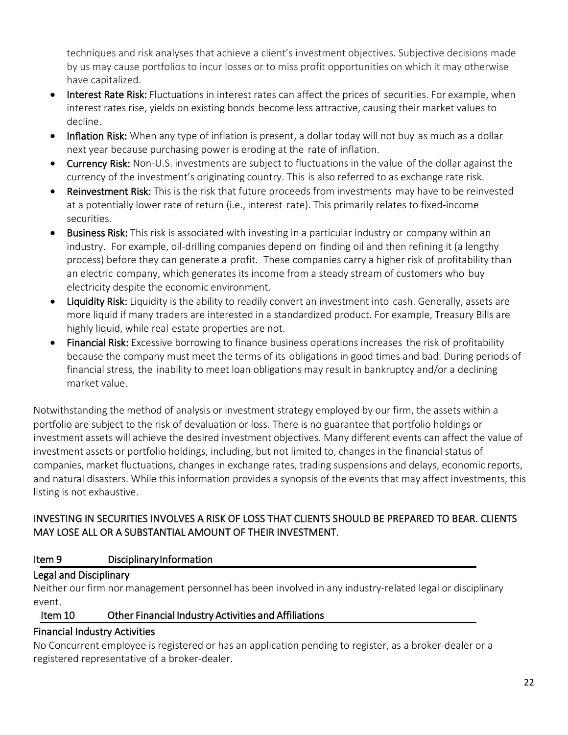techniques and risk analyses that achieve a client's investment objectives. Subjective decisions made by us may cause portfolios to incur losses or to miss profit opportunities on which it may otherwise have capitalized.

- **Interest Rate Risk:** Fluctuations in interest rates can affect the prices of securities. For example, when interest rates rise, yields on existing bonds become less attractive, causing their market values to decline.
- **Inflation Risk:** When any type of inflation is present, a dollar today will not buy as much as a dollar next year because purchasing power is eroding at the rate of inflation.
- **Currency Risk:** Non-U.S. investments are subject to fluctuations in the value of the dollar against the currency of the investment's originating country. This is also referred to as exchange rate risk.
- **Reinvestment Risk:** This is the risk that future proceeds from investments may have to be reinvested at a potentially lower rate of return (i.e., interest rate). This primarily relates to fixed-income securities.
- **Business Risk:** This risk is associated with investing in a particular industry or company within an industry. For example, oil-drilling companies depend on finding oil and then refining it (a lengthy process) before they can generate a profit. These companies carry a higher risk of profitability than an electric company, which generates its income from a steady stream of customers who buy electricity despite the economic environment.
- **Liquidity Risk:** Liquidity is the ability to readily convert an investment into cash. Generally, assets are more liquid if many traders are interested in a standardized product. For example, Treasury Bills are highly liquid, while real estate properties are not.
- **Financial Risk:** Excessive borrowing to finance business operations increases the risk of profitability because the company must meet the terms of its obligations in good times and bad. During periods of financial stress, the inability to meet loan obligations may result in bankruptcy and/or a declining market value.

Notwithstanding the method of analysis or investment strategy employed by our firm, the assets within a portfolio are subject to the risk of devaluation or loss. There is no guarantee that portfolio holdings or investment assets will achieve the desired investment objectives. Many different events can affect the value of investment assets or portfolio holdings, including, but not limited to, changes in the financial status of companies, market fluctuations, changes in exchange rates, trading suspensions and delays, economic reports, and natural disasters. While this information provides a synopsis of the events that may affect investments, this listing is not exhaustive.

INVESTING IN SECURITIES INVOLVES A RISK OF LOSS THAT CLIENTS SHOULD BE PREPARED TO BEAR. CLIENTS MAY LOSE ALL OR A SUBSTANTIAL AMOUNT OF THEIR INVESTMENT.

## Item 9 Disciplinary Information

### Legal and Disciplinary

Neither our firm nor management personnel has been involved in any industry-related legal or disciplinary event.

## Item 10 Other Financial Industry Activities and Affiliations

### Financial Industry Activities

No Concurrent employee is registered or has an application pending to register, as a broker-dealer or a registered representative of a broker-dealer.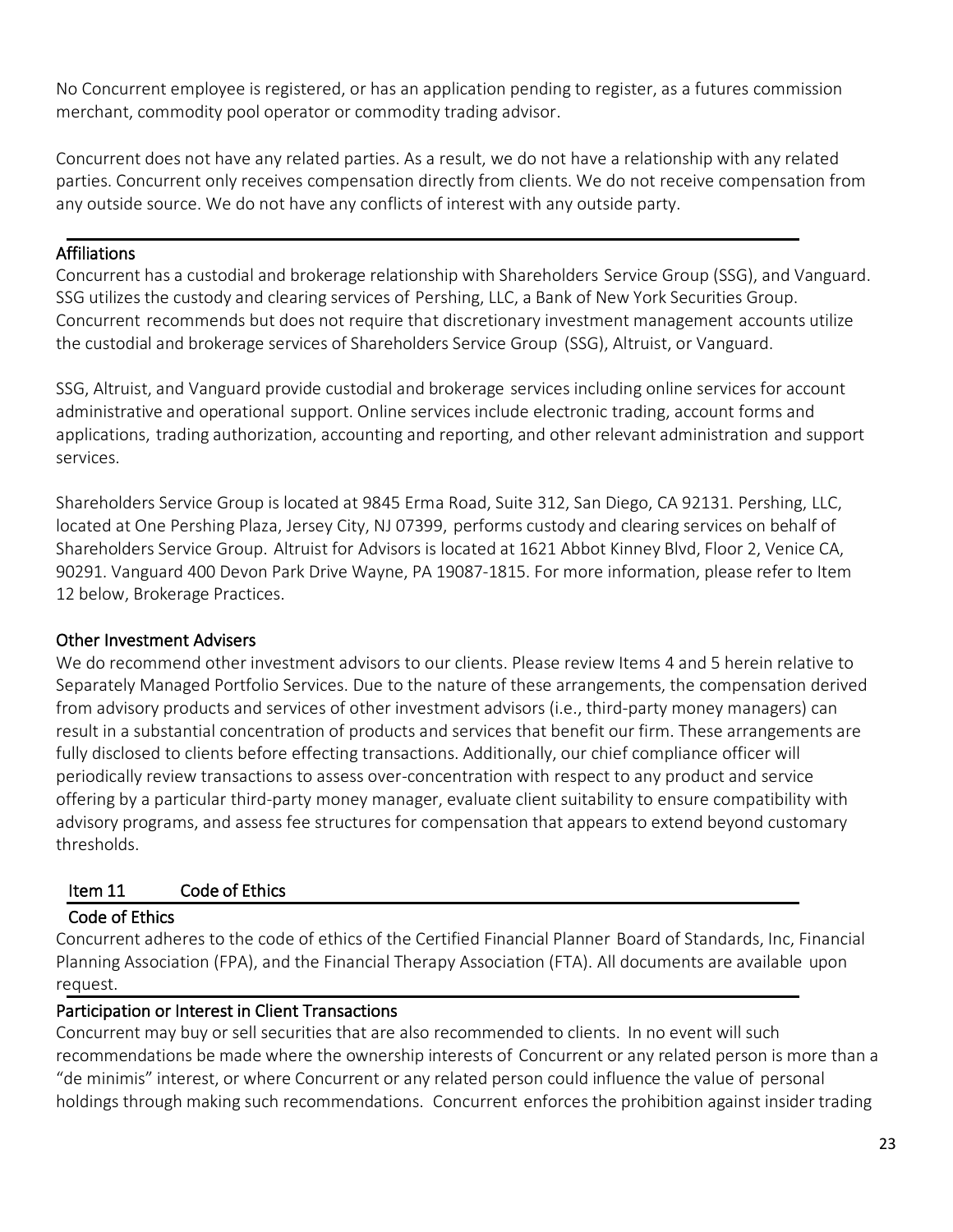No Concurrent employee is registered, or has an application pending to register, as a futures commission merchant, commodity pool operator or commodity trading advisor.

Concurrent does not have any related parties. As a result, we do not have a relationship with any related parties. Concurrent only receives compensation directly from clients. We do not receive compensation from any outside source. We do not have any conflicts of interest with any outside party.

### Affiliations

Concurrent has a custodial and brokerage relationship with Shareholders Service Group (SSG), and Vanguard. SSG utilizes the custody and clearing services of Pershing, LLC, a Bank of New York Securities Group. Concurrent recommends but does not require that discretionary investment management accounts utilize the custodial and brokerage services of Shareholders Service Group (SSG), Altruist, or Vanguard.

SSG, Altruist, and Vanguard provide custodial and brokerage services including online services for account administrative and operational support. Online services include electronic trading, account forms and applications, trading authorization, accounting and reporting, and other relevant administration and support services.

Shareholders Service Group is located at 9845 Erma Road, Suite 312, San Diego, CA 92131. Pershing, LLC, located at One Pershing Plaza, Jersey City, NJ 07399, performs custody and clearing services on behalf of Shareholders Service Group. Altruist for Advisors is located at 1621 Abbot Kinney Blvd, Floor 2, Venice CA, 90291. Vanguard 400 Devon Park Drive Wayne, PA 19087-1815. For more information, please refer to Item 12 below, Brokerage Practices.

### Other Investment Advisers

We do recommend other investment advisors to our clients. Please review Items 4 and 5 herein relative to Separately Managed Portfolio Services. Due to the nature of these arrangements, the compensation derived from advisory products and services of other investment advisors (i.e., third-party money managers) can result in a substantial concentration of products and services that benefit our firm. These arrangements are fully disclosed to clients before effecting transactions. Additionally, our chief compliance officer will periodically review transactions to assess over-concentration with respect to any product and service offering by a particular third-party money manager, evaluate client suitability to ensure compatibility with advisory programs, and assess fee structures for compensation that appears to extend beyond customary thresholds.

## Item 11 Code of Ethics

### Code of Ethics

Concurrent adheres to the code of ethics of the Certified Financial Planner Board of Standards, Inc, Financial Planning Association (FPA), and the Financial Therapy Association (FTA). All documents are available upon request.

### Participation or Interest in Client Transactions

Concurrent may buy or sell securities that are also recommended to clients. In no event will such recommendations be made where the ownership interests of Concurrent or any related person is more than a "de minimis" interest, or where Concurrent or any related person could influence the value of personal holdings through making such recommendations. Concurrent enforces the prohibition against insider trading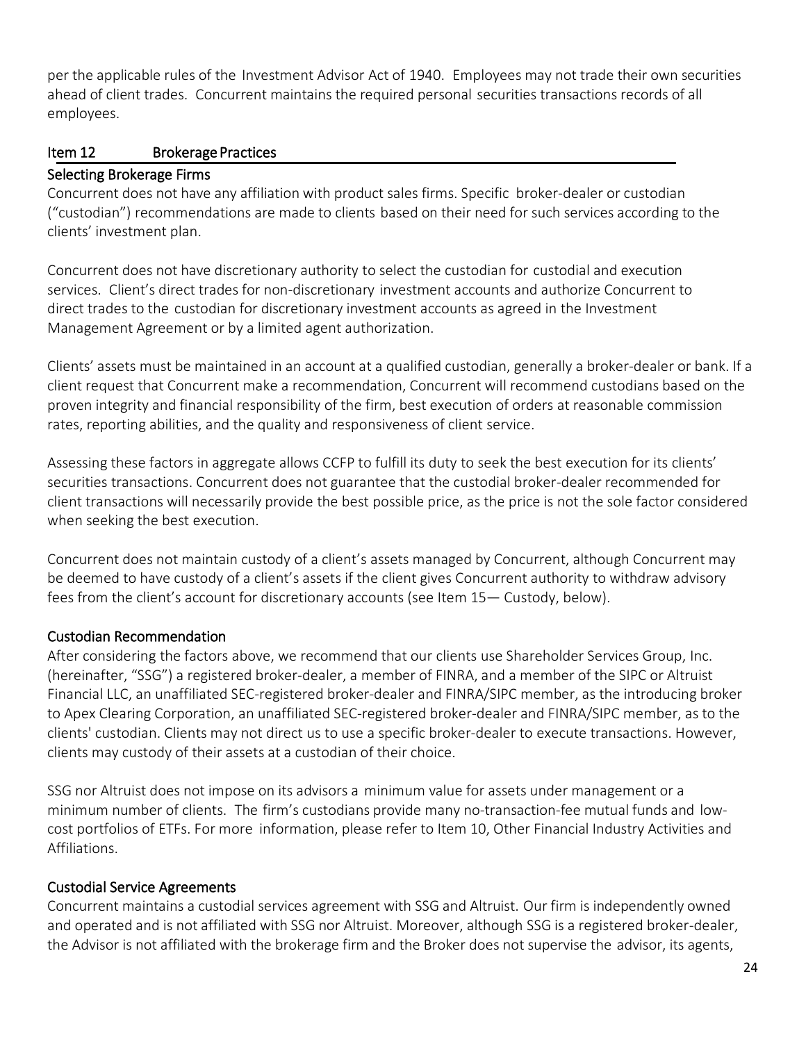per the applicable rules of the Investment Advisor Act of 1940. Employees may not trade their own securities ahead of client trades. Concurrent maintains the required personal securities transactions records of all employees.

## Item 12 Brokerage Practices

### Selecting Brokerage Firms

Concurrent does not have any affiliation with product sales firms. Specific broker-dealer or custodian ("custodian") recommendations are made to clients based on their need for such services according to the clients' investment plan.

Concurrent does not have discretionary authority to select the custodian for custodial and execution services. Client's direct trades for non-discretionary investment accounts and authorize Concurrent to direct trades to the custodian for discretionary investment accounts as agreed in the Investment Management Agreement or by a limited agent authorization.

Clients' assets must be maintained in an account at a qualified custodian, generally a broker-dealer or bank. If a client request that Concurrent make a recommendation, Concurrent will recommend custodians based on the proven integrity and financial responsibility of the firm, best execution of orders at reasonable commission rates, reporting abilities, and the quality and responsiveness of client service.

Assessing these factors in aggregate allows CCFP to fulfill its duty to seek the best execution for its clients' securities transactions. Concurrent does not guarantee that the custodial broker-dealer recommended for client transactions will necessarily provide the best possible price, as the price is not the sole factor considered when seeking the best execution.

Concurrent does not maintain custody of a client's assets managed by Concurrent, although Concurrent may be deemed to have custody of a client's assets if the client gives Concurrent authority to withdraw advisory fees from the client's account for discretionary accounts (see Item 15— Custody, below).

### Custodian Recommendation

After considering the factors above, we recommend that our clients use Shareholder Services Group, Inc. (hereinafter, "SSG") a registered broker-dealer, a member of FINRA, and a member of the SIPC or Altruist Financial LLC, an unaffiliated SEC-registered broker-dealer and FINRA/SIPC member, as the introducing broker to Apex Clearing Corporation, an unaffiliated SEC-registered broker-dealer and FINRA/SIPC member, as to the clients' custodian. Clients may not direct us to use a specific broker-dealer to execute transactions. However, clients may custody of their assets at a custodian of their choice.

SSG nor Altruist does not impose on its advisors a minimum value for assets under management or a minimum number of clients. The firm's custodians provide many no-transaction-fee mutual funds and low-cost portfolios of ETFs. For more information, please refer to Item 10, Other Financial Industry Activities and Affiliations.

### Custodial Service Agreements

Concurrent maintains a custodial services agreement with SSG and Altruist. Our firm is independently owned and operated and is not affiliated with SSG nor Altruist. Moreover, although SSG is a registered broker-dealer, the Advisor is not affiliated with the brokerage firm and the Broker does not supervise the advisor, its agents,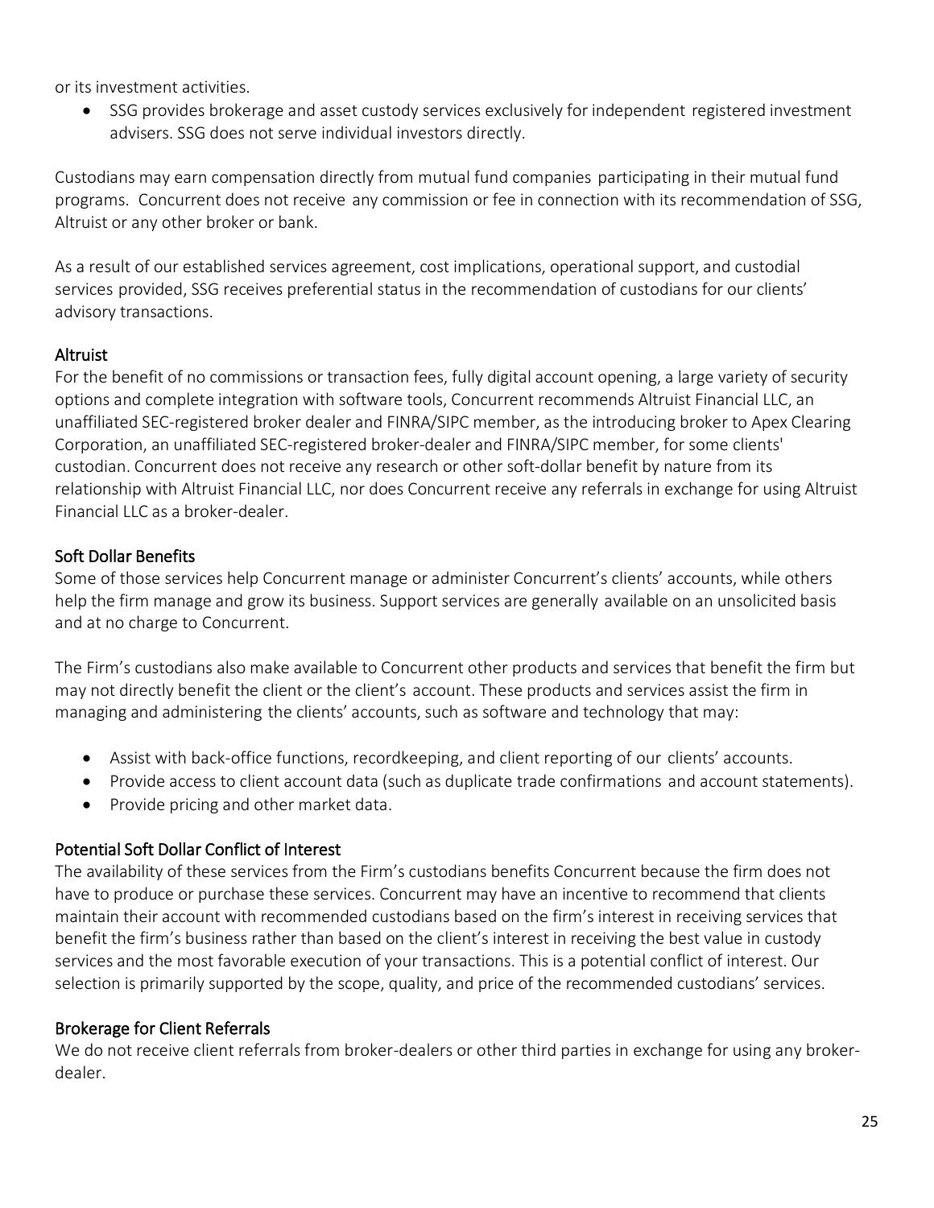or its investment activities.

- SSG provides brokerage and asset custody services exclusively for independent registered investment advisers. SSG does not serve individual investors directly.

Custodians may earn compensation directly from mutual fund companies participating in their mutual fund programs. Concurrent does not receive any commission or fee in connection with its recommendation of SSG, Altruist or any other broker or bank.

As a result of our established services agreement, cost implications, operational support, and custodial services provided, SSG receives preferential status in the recommendation of custodians for our clients' advisory transactions.

### Altruist

For the benefit of no commissions or transaction fees, fully digital account opening, a large variety of security options and complete integration with software tools, Concurrent recommends Altruist Financial LLC, an unaffiliated SEC-registered broker dealer and FINRA/SIPC member, as the introducing broker to Apex Clearing Corporation, an unaffiliated SEC-registered broker-dealer and FINRA/SIPC member, for some clients' custodian. Concurrent does not receive any research or other soft-dollar benefit by nature from its relationship with Altruist Financial LLC, nor does Concurrent receive any referrals in exchange for using Altruist Financial LLC as a broker-dealer.

### Soft Dollar Benefits

Some of those services help Concurrent manage or administer Concurrent's clients' accounts, while others help the firm manage and grow its business. Support services are generally available on an unsolicited basis and at no charge to Concurrent.

The Firm's custodians also make available to Concurrent other products and services that benefit the firm but may not directly benefit the client or the client's account. These products and services assist the firm in managing and administering the clients' accounts, such as software and technology that may:

- Assist with back-office functions, recordkeeping, and client reporting of our clients' accounts.
- Provide access to client account data (such as duplicate trade confirmations and account statements).
- Provide pricing and other market data.

### Potential Soft Dollar Conflict of Interest

The availability of these services from the Firm's custodians benefits Concurrent because the firm does not have to produce or purchase these services. Concurrent may have an incentive to recommend that clients maintain their account with recommended custodians based on the firm's interest in receiving services that benefit the firm's business rather than based on the client's interest in receiving the best value in custody services and the most favorable execution of your transactions. This is a potential conflict of interest. Our selection is primarily supported by the scope, quality, and price of the recommended custodians' services.

### Brokerage for Client Referrals

We do not receive client referrals from broker-dealers or other third parties in exchange for using any broker-dealer.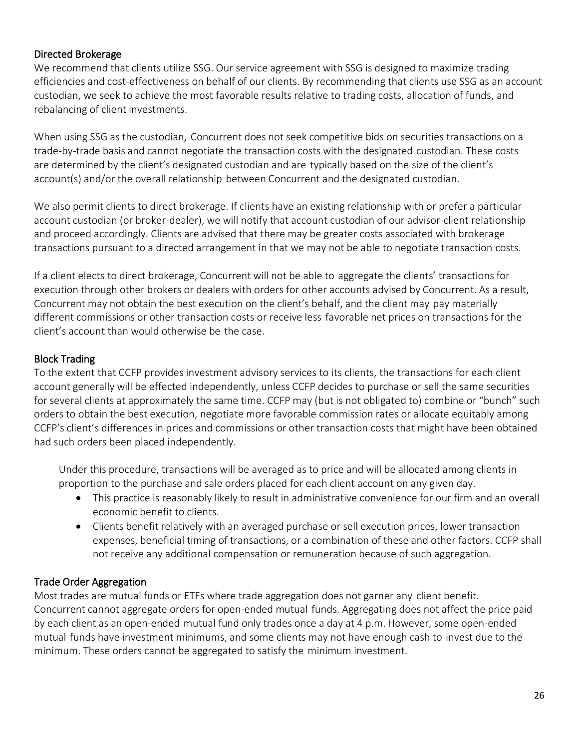### Directed Brokerage

We recommend that clients utilize SSG. Our service agreement with SSG is designed to maximize trading efficiencies and cost-effectiveness on behalf of our clients. By recommending that clients use SSG as an account custodian, we seek to achieve the most favorable results relative to trading costs, allocation of funds, and rebalancing of client investments.

When using SSG as the custodian, Concurrent does not seek competitive bids on securities transactions on a trade-by-trade basis and cannot negotiate the transaction costs with the designated custodian. These costs are determined by the client's designated custodian and are typically based on the size of the client's account(s) and/or the overall relationship between Concurrent and the designated custodian.

We also permit clients to direct brokerage. If clients have an existing relationship with or prefer a particular account custodian (or broker-dealer), we will notify that account custodian of our advisor-client relationship and proceed accordingly. Clients are advised that there may be greater costs associated with brokerage transactions pursuant to a directed arrangement in that we may not be able to negotiate transaction costs.

If a client elects to direct brokerage, Concurrent will not be able to aggregate the clients' transactions for execution through other brokers or dealers with orders for other accounts advised by Concurrent. As a result, Concurrent may not obtain the best execution on the client's behalf, and the client may pay materially different commissions or other transaction costs or receive less favorable net prices on transactions for the client's account than would otherwise be the case.

### Block Trading

To the extent that CCFP provides investment advisory services to its clients, the transactions for each client account generally will be effected independently, unless CCFP decides to purchase or sell the same securities for several clients at approximately the same time. CCFP may (but is not obligated to) combine or "bunch" such orders to obtain the best execution, negotiate more favorable commission rates or allocate equitably among CCFP's client's differences in prices and commissions or other transaction costs that might have been obtained had such orders been placed independently.

Under this procedure, transactions will be averaged as to price and will be allocated among clients in proportion to the purchase and sale orders placed for each client account on any given day.

- This practice is reasonably likely to result in administrative convenience for our firm and an overall economic benefit to clients.
- Clients benefit relatively with an averaged purchase or sell execution prices, lower transaction expenses, beneficial timing of transactions, or a combination of these and other factors. CCFP shall not receive any additional compensation or remuneration because of such aggregation.

### Trade Order Aggregation

Most trades are mutual funds or ETFs where trade aggregation does not garner any client benefit. Concurrent cannot aggregate orders for open-ended mutual funds. Aggregating does not affect the price paid by each client as an open-ended mutual fund only trades once a day at 4 p.m. However, some open-ended mutual funds have investment minimums, and some clients may not have enough cash to invest due to the minimum. These orders cannot be aggregated to satisfy the minimum investment.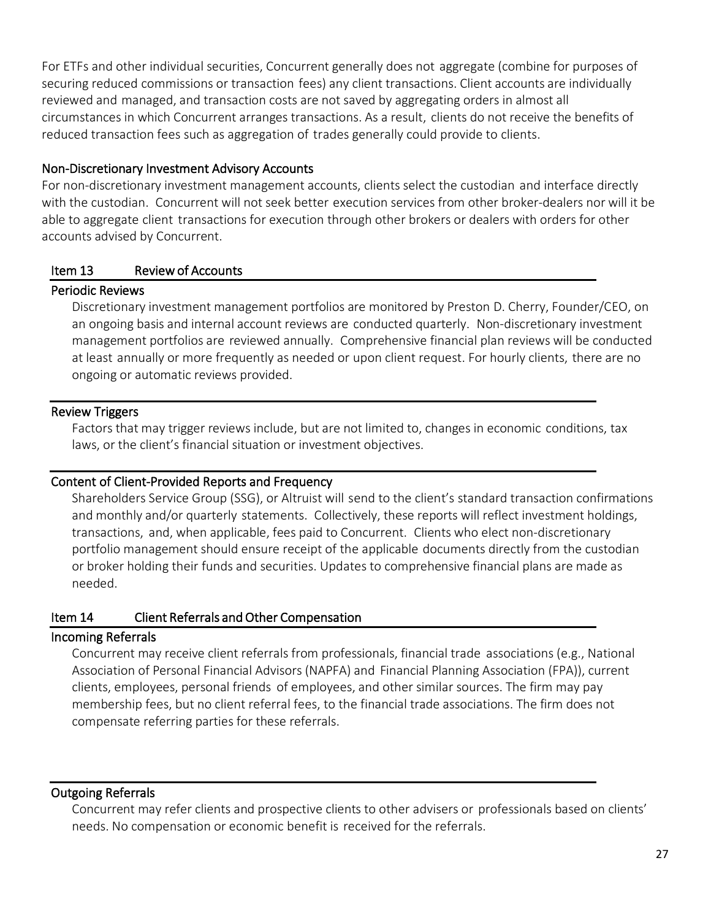For ETFs and other individual securities, Concurrent generally does not aggregate (combine for purposes of securing reduced commissions or transaction fees) any client transactions. Client accounts are individually reviewed and managed, and transaction costs are not saved by aggregating orders in almost all circumstances in which Concurrent arranges transactions. As a result, clients do not receive the benefits of reduced transaction fees such as aggregation of trades generally could provide to clients.

### Non-Discretionary Investment Advisory Accounts

For non-discretionary investment management accounts, clients select the custodian and interface directly with the custodian. Concurrent will not seek better execution services from other broker-dealers nor will it be able to aggregate client transactions for execution through other brokers or dealers with orders for other accounts advised by Concurrent.

## Item 13 Review of Accounts

### Periodic Reviews

Discretionary investment management portfolios are monitored by Preston D. Cherry, Founder/CEO, on an ongoing basis and internal account reviews are conducted quarterly. Non-discretionary investment management portfolios are reviewed annually. Comprehensive financial plan reviews will be conducted at least annually or more frequently as needed or upon client request. For hourly clients, there are no ongoing or automatic reviews provided.

### Review Triggers

Factors that may trigger reviews include, but are not limited to, changes in economic conditions, tax laws, or the client's financial situation or investment objectives.

### Content of Client-Provided Reports and Frequency

Shareholders Service Group (SSG), or Altruist will send to the client's standard transaction confirmations and monthly and/or quarterly statements. Collectively, these reports will reflect investment holdings, transactions, and, when applicable, fees paid to Concurrent. Clients who elect non-discretionary portfolio management should ensure receipt of the applicable documents directly from the custodian or broker holding their funds and securities. Updates to comprehensive financial plans are made as needed.

## Item 14 Client Referrals and Other Compensation

### Incoming Referrals

Concurrent may receive client referrals from professionals, financial trade associations (e.g., National Association of Personal Financial Advisors (NAPFA) and Financial Planning Association (FPA)), current clients, employees, personal friends of employees, and other similar sources. The firm may pay membership fees, but no client referral fees, to the financial trade associations. The firm does not compensate referring parties for these referrals.

### Outgoing Referrals

Concurrent may refer clients and prospective clients to other advisers or professionals based on clients' needs. No compensation or economic benefit is received for the referrals.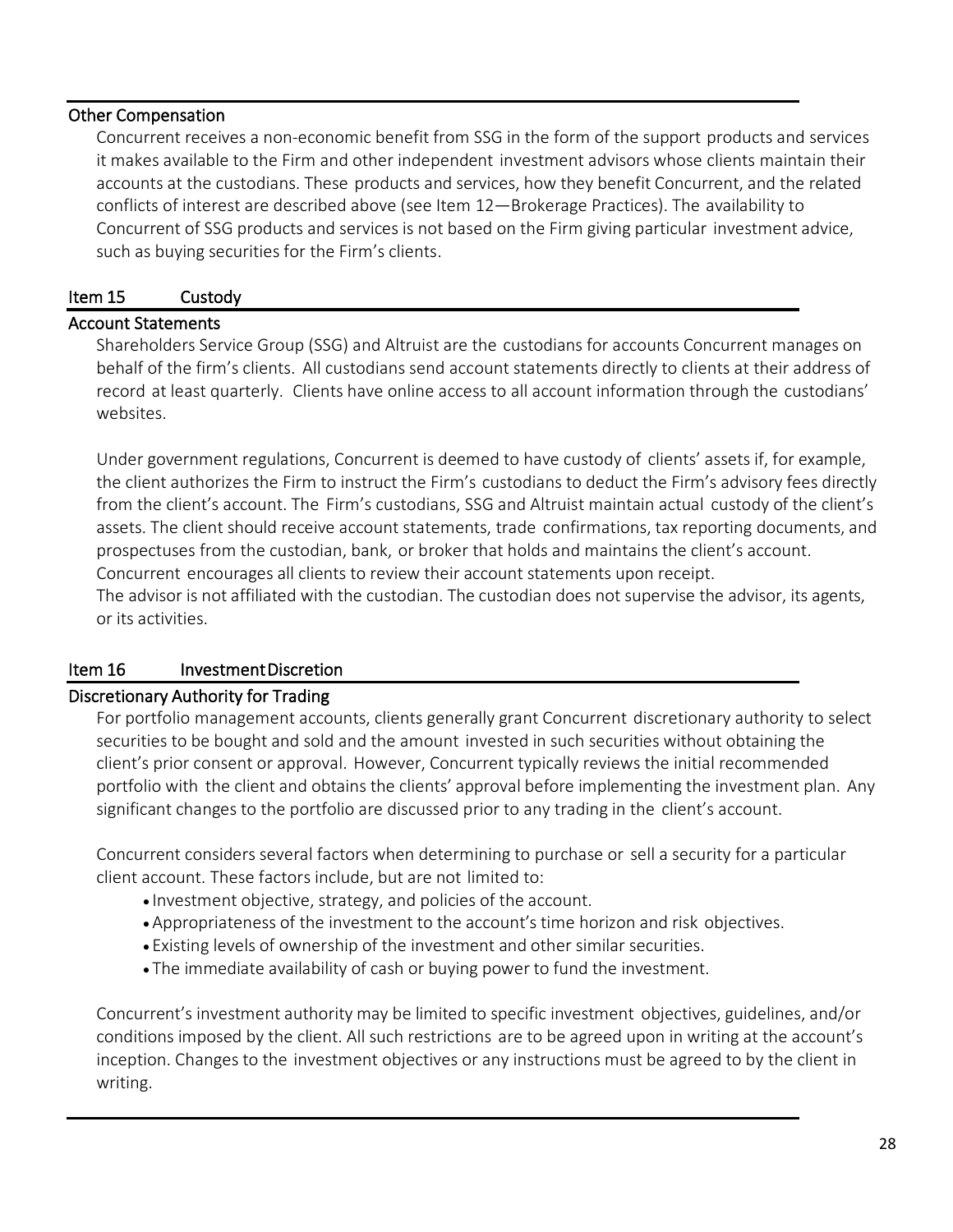### Other Compensation

Concurrent receives a non-economic benefit from SSG in the form of the support products and services it makes available to the Firm and other independent investment advisors whose clients maintain their accounts at the custodians. These products and services, how they benefit Concurrent, and the related conflicts of interest are described above (see Item 12—Brokerage Practices). The availability to Concurrent of SSG products and services is not based on the Firm giving particular investment advice, such as buying securities for the Firm's clients.

## Item 15 Custody

### Account Statements

Shareholders Service Group (SSG) and Altruist are the custodians for accounts Concurrent manages on behalf of the firm's clients. All custodians send account statements directly to clients at their address of record at least quarterly. Clients have online access to all account information through the custodians' websites.

Under government regulations, Concurrent is deemed to have custody of clients' assets if, for example, the client authorizes the Firm to instruct the Firm's custodians to deduct the Firm's advisory fees directly from the client's account. The Firm's custodians, SSG and Altruist maintain actual custody of the client's assets. The client should receive account statements, trade confirmations, tax reporting documents, and prospectuses from the custodian, bank, or broker that holds and maintains the client's account. Concurrent encourages all clients to review their account statements upon receipt.
The advisor is not affiliated with the custodian. The custodian does not supervise the advisor, its agents, or its activities.

## Item 16 Investment Discretion

### Discretionary Authority for Trading

For portfolio management accounts, clients generally grant Concurrent discretionary authority to select securities to be bought and sold and the amount invested in such securities without obtaining the client's prior consent or approval. However, Concurrent typically reviews the initial recommended portfolio with the client and obtains the clients' approval before implementing the investment plan. Any significant changes to the portfolio are discussed prior to any trading in the client's account.

Concurrent considers several factors when determining to purchase or sell a security for a particular client account. These factors include, but are not limited to:

- Investment objective, strategy, and policies of the account.
- Appropriateness of the investment to the account's time horizon and risk objectives.
- Existing levels of ownership of the investment and other similar securities.
- The immediate availability of cash or buying power to fund the investment.

Concurrent's investment authority may be limited to specific investment objectives, guidelines, and/or conditions imposed by the client. All such restrictions are to be agreed upon in writing at the account's inception. Changes to the investment objectives or any instructions must be agreed to by the client in writing.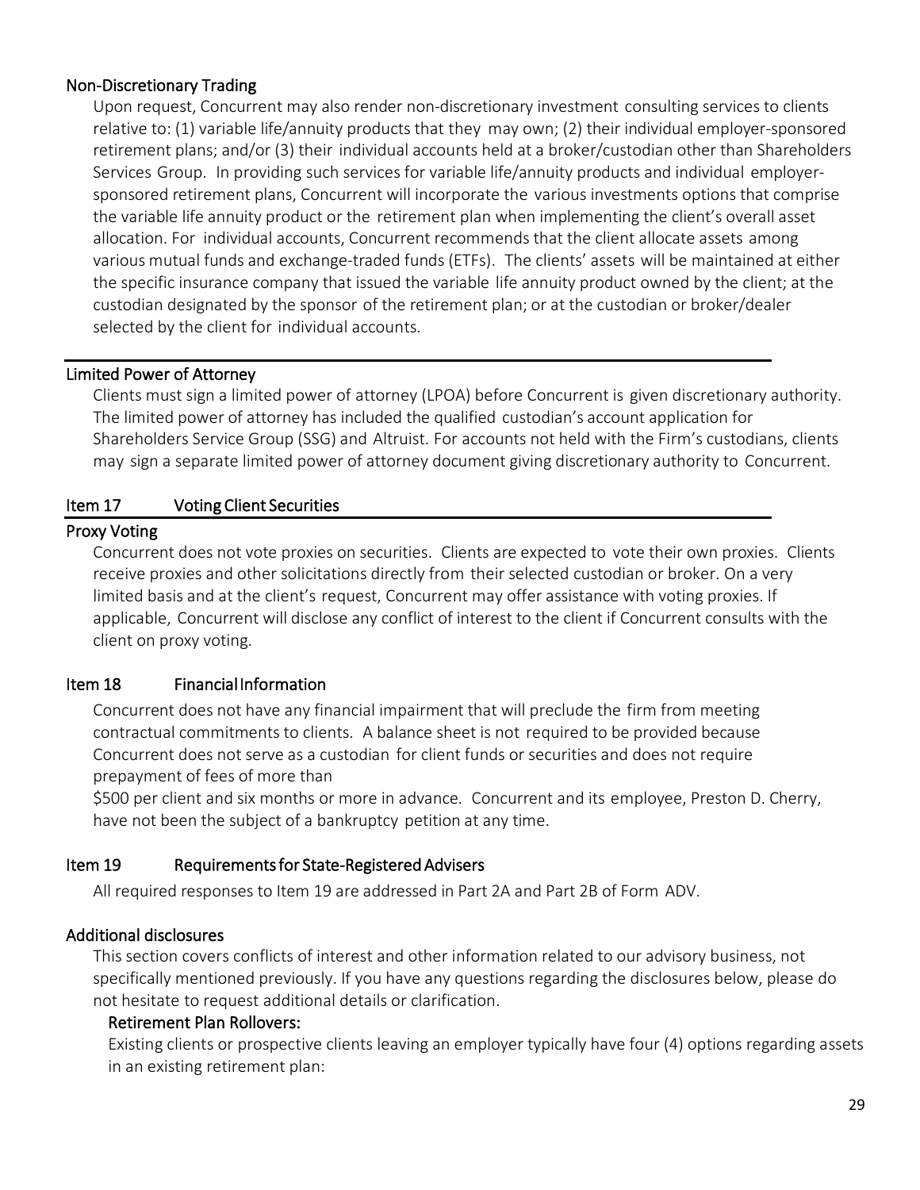### Non-Discretionary Trading

Upon request, Concurrent may also render non-discretionary investment consulting services to clients relative to: (1) variable life/annuity products that they may own; (2) their individual employer-sponsored retirement plans; and/or (3) their individual accounts held at a broker/custodian other than Shareholders Services Group. In providing such services for variable life/annuity products and individual employer-sponsored retirement plans, Concurrent will incorporate the various investments options that comprise the variable life annuity product or the retirement plan when implementing the client's overall asset allocation. For individual accounts, Concurrent recommends that the client allocate assets among various mutual funds and exchange-traded funds (ETFs). The clients' assets will be maintained at either the specific insurance company that issued the variable life annuity product owned by the client; at the custodian designated by the sponsor of the retirement plan; or at the custodian or broker/dealer selected by the client for individual accounts.

### Limited Power of Attorney

Clients must sign a limited power of attorney (LPOA) before Concurrent is given discretionary authority. The limited power of attorney has included the qualified custodian's account application for Shareholders Service Group (SSG) and Altruist. For accounts not held with the Firm's custodians, clients may sign a separate limited power of attorney document giving discretionary authority to Concurrent.

## Item 17 Voting Client Securities

### Proxy Voting

Concurrent does not vote proxies on securities. Clients are expected to vote their own proxies. Clients receive proxies and other solicitations directly from their selected custodian or broker. On a very limited basis and at the client's request, Concurrent may offer assistance with voting proxies. If applicable, Concurrent will disclose any conflict of interest to the client if Concurrent consults with the client on proxy voting.

## Item 18 Financial Information

Concurrent does not have any financial impairment that will preclude the firm from meeting contractual commitments to clients. A balance sheet is not required to be provided because Concurrent does not serve as a custodian for client funds or securities and does not require prepayment of fees of more than $500 per client and six months or more in advance. Concurrent and its employee, Preston D. Cherry, have not been the subject of a bankruptcy petition at any time.

## Item 19 Requirements for State-Registered Advisers

All required responses to Item 19 are addressed in Part 2A and Part 2B of Form ADV.

### Additional disclosures

This section covers conflicts of interest and other information related to our advisory business, not specifically mentioned previously. If you have any questions regarding the disclosures below, please do not hesitate to request additional details or clarification.

#### Retirement Plan Rollovers:

Existing clients or prospective clients leaving an employer typically have four (4) options regarding assets in an existing retirement plan: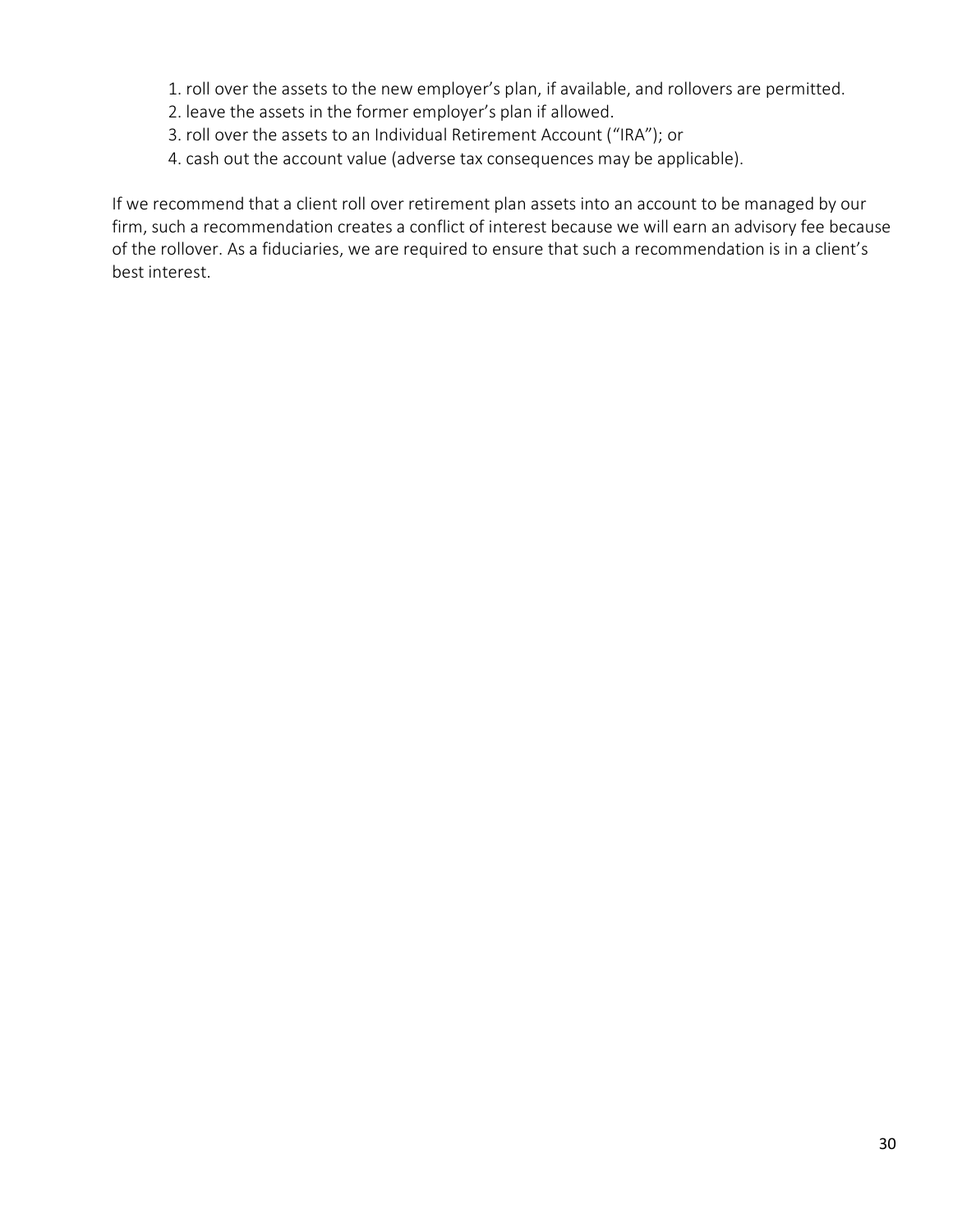1. roll over the assets to the new employer's plan, if available, and rollovers are permitted.
2. leave the assets in the former employer's plan if allowed.
3. roll over the assets to an Individual Retirement Account ("IRA"); or
4. cash out the account value (adverse tax consequences may be applicable).

If we recommend that a client roll over retirement plan assets into an account to be managed by our firm, such a recommendation creates a conflict of interest because we will earn an advisory fee because of the rollover. As a fiduciaries, we are required to ensure that such a recommendation is in a client's best interest.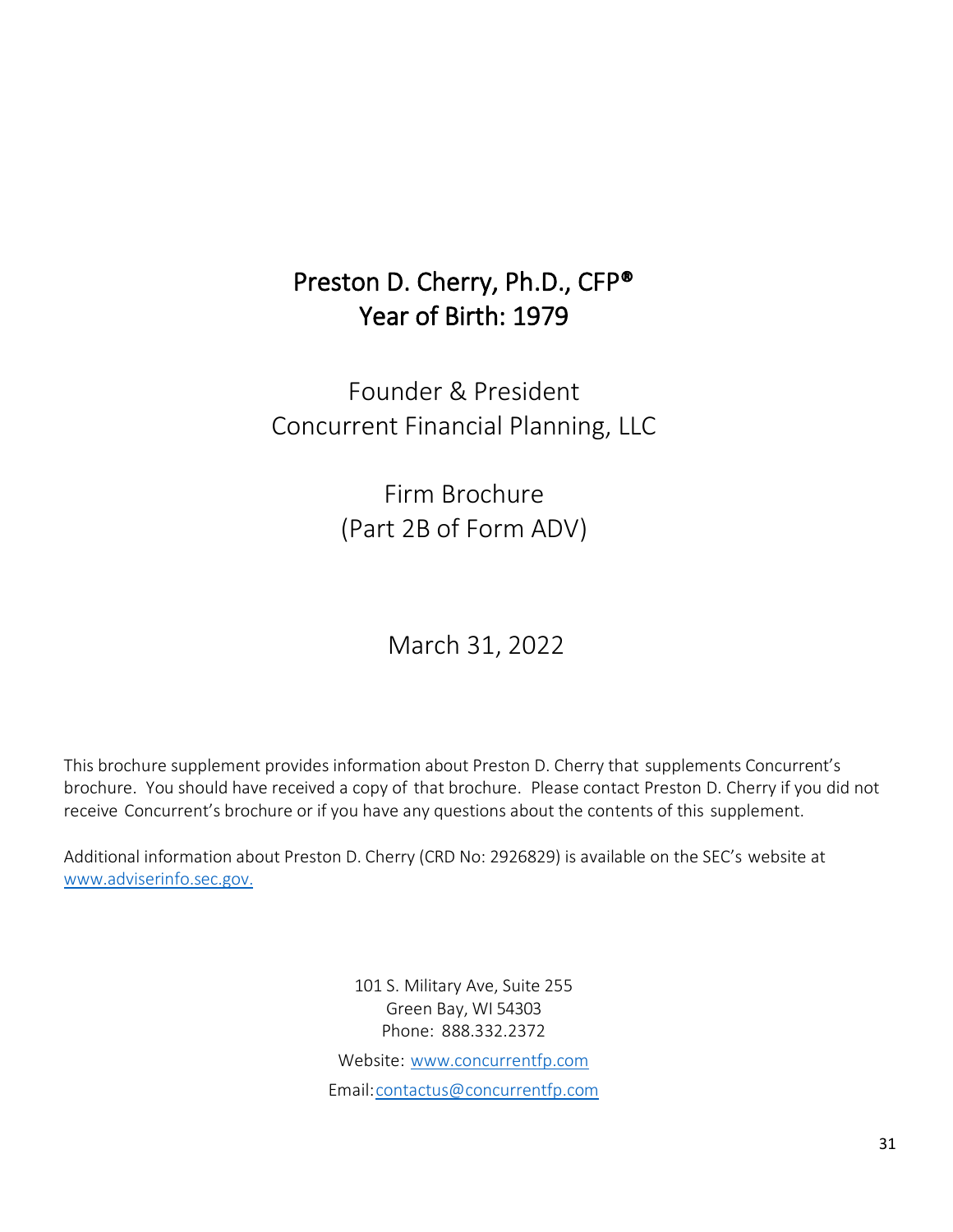# Preston D. Cherry, Ph.D., CFP®
# Year of Birth: 1979

## Founder & President
## Concurrent Financial Planning, LLC

## Firm Brochure
## (Part 2B of Form ADV)

## March 31, 2022

This brochure supplement provides information about Preston D. Cherry that supplements Concurrent's brochure. You should have received a copy of that brochure. Please contact Preston D. Cherry if you did not receive Concurrent's brochure or if you have any questions about the contents of this supplement.

Additional information about Preston D. Cherry (CRD No: 2926829) is available on the SEC's website at www.adviserinfo.sec.gov.

101 S. Military Ave, Suite 255
Green Bay, WI 54303
Phone: 888.332.2372

Website: www.concurrentfp.com

Email: contactus@concurrentfp.com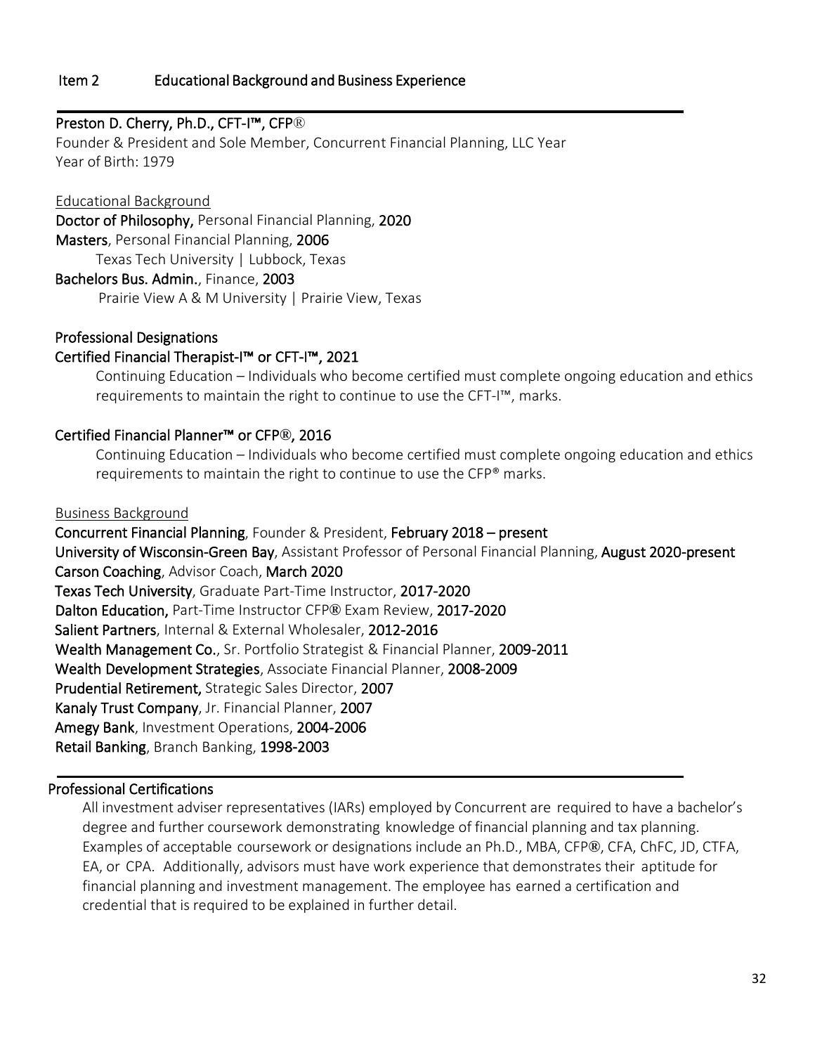## Item 2 Educational Background and Business Experience

**Preston D. Cherry, Ph.D., CFT-I™, CFP®**
Founder & President and Sole Member, Concurrent Financial Planning, LLC Year
Year of Birth: 1979

Educational Background

**Doctor of Philosophy,** Personal Financial Planning, **2020**
**Masters**, Personal Financial Planning, **2006**
Texas Tech University | Lubbock, Texas
**Bachelors Bus. Admin.**, Finance, **2003**
Prairie View A & M University | Prairie View, Texas

**Professional Designations**

**Certified Financial Therapist-I™ or CFT-I™, 2021**

Continuing Education – Individuals who become certified must complete ongoing education and ethics requirements to maintain the right to continue to use the CFT-I™, marks.

**Certified Financial Planner™ or CFP®, 2016**

Continuing Education – Individuals who become certified must complete ongoing education and ethics requirements to maintain the right to continue to use the CFP® marks.

Business Background

**Concurrent Financial Planning**, Founder & President, **February 2018 – present**
**University of Wisconsin-Green Bay**, Assistant Professor of Personal Financial Planning, **August 2020-present**
**Carson Coaching**, Advisor Coach, **March 2020**
**Texas Tech University**, Graduate Part-Time Instructor, **2017-2020**
**Dalton Education,** Part-Time Instructor CFP® Exam Review, **2017-2020**
**Salient Partners**, Internal & External Wholesaler, **2012-2016**
**Wealth Management Co.**, Sr. Portfolio Strategist & Financial Planner, **2009-2011**
**Wealth Development Strategies**, Associate Financial Planner, **2008-2009**
**Prudential Retirement,** Strategic Sales Director, **2007**
**Kanaly Trust Company**, Jr. Financial Planner, **2007**
**Amegy Bank**, Investment Operations, **2004-2006**
**Retail Banking**, Branch Banking, **1998-2003**

**Professional Certifications**

All investment adviser representatives (IARs) employed by Concurrent are required to have a bachelor's degree and further coursework demonstrating knowledge of financial planning and tax planning. Examples of acceptable coursework or designations include an Ph.D., MBA, CFP®, CFA, ChFC, JD, CTFA, EA, or CPA. Additionally, advisors must have work experience that demonstrates their aptitude for financial planning and investment management. The employee has earned a certification and credential that is required to be explained in further detail.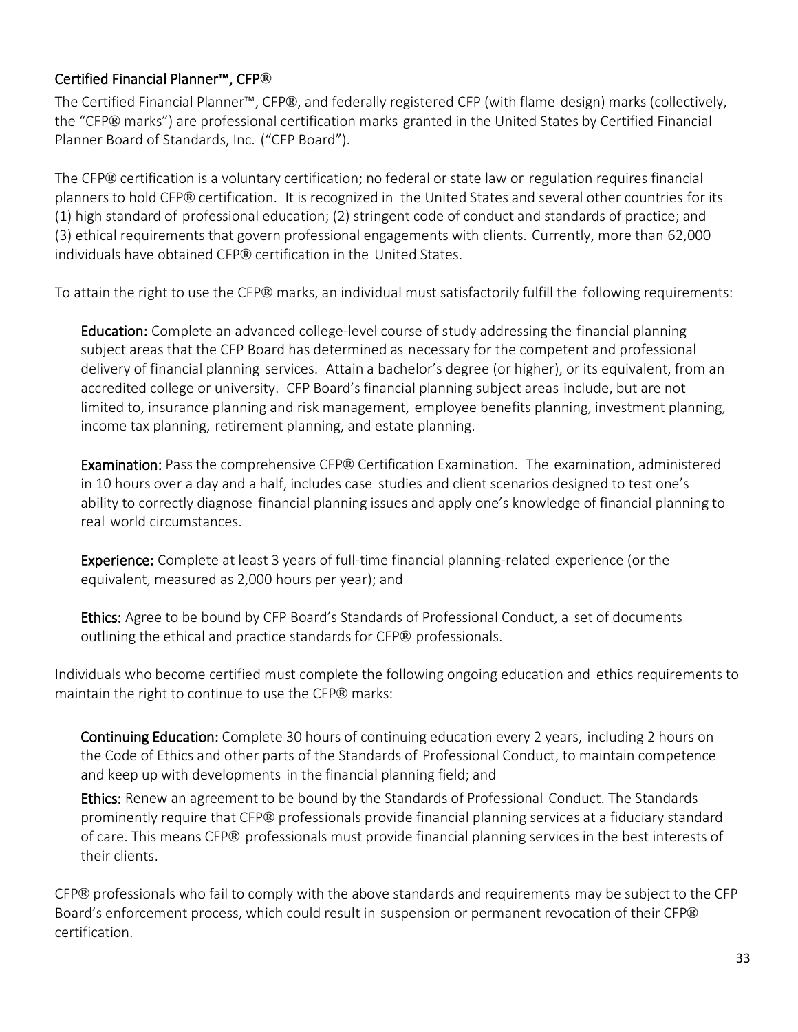### Certified Financial Planner™, CFP®

The Certified Financial Planner™, CFP®, and federally registered CFP (with flame design) marks (collectively, the “CFP® marks”) are professional certification marks granted in the United States by Certified Financial Planner Board of Standards, Inc. (“CFP Board”).

The CFP® certification is a voluntary certification; no federal or state law or regulation requires financial planners to hold CFP® certification. It is recognized in the United States and several other countries for its (1) high standard of professional education; (2) stringent code of conduct and standards of practice; and (3) ethical requirements that govern professional engagements with clients. Currently, more than 62,000 individuals have obtained CFP® certification in the United States.

To attain the right to use the CFP® marks, an individual must satisfactorily fulfill the following requirements:

**Education:** Complete an advanced college-level course of study addressing the financial planning subject areas that the CFP Board has determined as necessary for the competent and professional delivery of financial planning services. Attain a bachelor’s degree (or higher), or its equivalent, from an accredited college or university. CFP Board’s financial planning subject areas include, but are not limited to, insurance planning and risk management, employee benefits planning, investment planning, income tax planning, retirement planning, and estate planning.

**Examination:** Pass the comprehensive CFP® Certification Examination. The examination, administered in 10 hours over a day and a half, includes case studies and client scenarios designed to test one’s ability to correctly diagnose financial planning issues and apply one’s knowledge of financial planning to real world circumstances.

**Experience:** Complete at least 3 years of full-time financial planning-related experience (or the equivalent, measured as 2,000 hours per year); and

**Ethics:** Agree to be bound by CFP Board’s Standards of Professional Conduct, a set of documents outlining the ethical and practice standards for CFP® professionals.

Individuals who become certified must complete the following ongoing education and ethics requirements to maintain the right to continue to use the CFP® marks:

**Continuing Education:** Complete 30 hours of continuing education every 2 years, including 2 hours on the Code of Ethics and other parts of the Standards of Professional Conduct, to maintain competence and keep up with developments in the financial planning field; and

**Ethics:** Renew an agreement to be bound by the Standards of Professional Conduct. The Standards prominently require that CFP® professionals provide financial planning services at a fiduciary standard of care. This means CFP® professionals must provide financial planning services in the best interests of their clients.

CFP® professionals who fail to comply with the above standards and requirements may be subject to the CFP Board’s enforcement process, which could result in suspension or permanent revocation of their CFP® certification.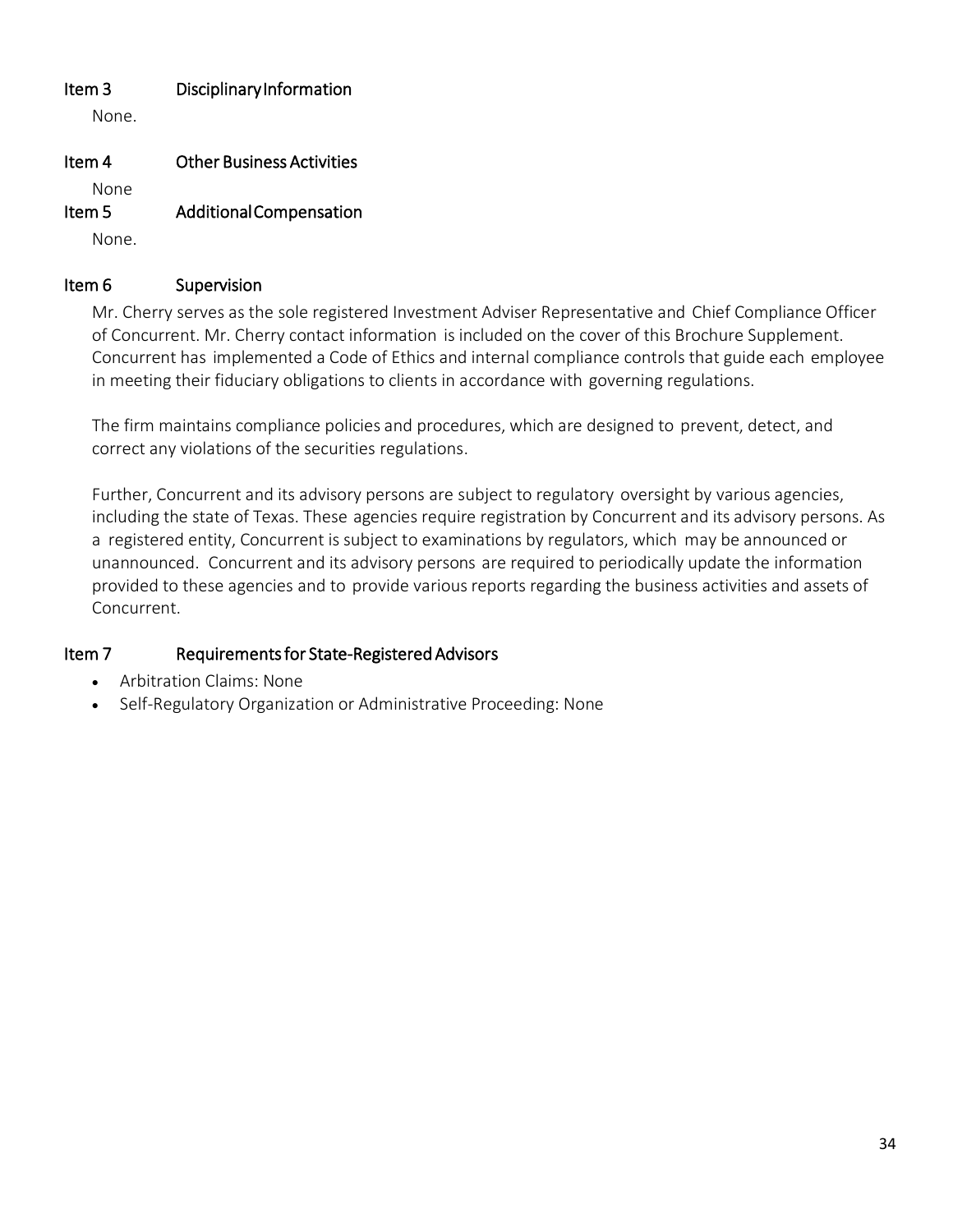## Item 3 Disciplinary Information

None.

## Item 4 Other Business Activities

None

## Item 5 Additional Compensation

None.

## Item 6 Supervision

Mr. Cherry serves as the sole registered Investment Adviser Representative and Chief Compliance Officer of Concurrent. Mr. Cherry contact information is included on the cover of this Brochure Supplement. Concurrent has implemented a Code of Ethics and internal compliance controls that guide each employee in meeting their fiduciary obligations to clients in accordance with governing regulations.

The firm maintains compliance policies and procedures, which are designed to prevent, detect, and correct any violations of the securities regulations.

Further, Concurrent and its advisory persons are subject to regulatory oversight by various agencies, including the state of Texas. These agencies require registration by Concurrent and its advisory persons. As a registered entity, Concurrent is subject to examinations by regulators, which may be announced or unannounced. Concurrent and its advisory persons are required to periodically update the information provided to these agencies and to provide various reports regarding the business activities and assets of Concurrent.

## Item 7 Requirements for State-Registered Advisors

- Arbitration Claims: None
- Self-Regulatory Organization or Administrative Proceeding: None